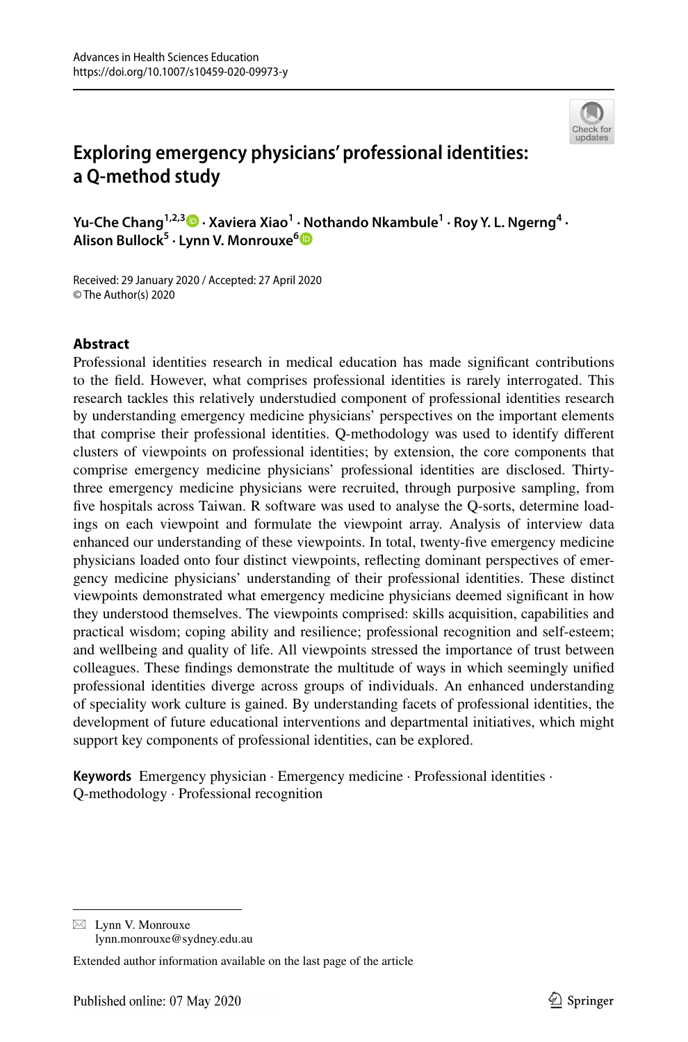Advances in Health Sciences Education
https://doi.org/10.1007/s10459-020-09973-y

# Exploring emergency physicians' professional identities: a Q-method study

**Yu-Che Chang**[1,2,3] · **Xaviera Xiao**[1] · **Nothando Nkambule**[1] · **Roy Y. L. Ngerng**[4] · **Alison Bullock**[5] · **Lynn V. Monrouxe**[6]

Received: 29 January 2020 / Accepted: 27 April 2020
© The Author(s) 2020

## Abstract

Professional identities research in medical education has made significant contributions to the field. However, what comprises professional identities is rarely interrogated. This research tackles this relatively understudied component of professional identities research by understanding emergency medicine physicians' perspectives on the important elements that comprise their professional identities. Q-methodology was used to identify different clusters of viewpoints on professional identities; by extension, the core components that comprise emergency medicine physicians' professional identities are disclosed. Thirty-three emergency medicine physicians were recruited, through purposive sampling, from five hospitals across Taiwan. R software was used to analyse the Q-sorts, determine loadings on each viewpoint and formulate the viewpoint array. Analysis of interview data enhanced our understanding of these viewpoints. In total, twenty-five emergency medicine physicians loaded onto four distinct viewpoints, reflecting dominant perspectives of emergency medicine physicians' understanding of their professional identities. These distinct viewpoints demonstrated what emergency medicine physicians deemed significant in how they understood themselves. The viewpoints comprised: skills acquisition, capabilities and practical wisdom; coping ability and resilience; professional recognition and self-esteem; and wellbeing and quality of life. All viewpoints stressed the importance of trust between colleagues. These findings demonstrate the multitude of ways in which seemingly unified professional identities diverge across groups of individuals. An enhanced understanding of speciality work culture is gained. By understanding facets of professional identities, the development of future educational interventions and departmental initiatives, which might support key components of professional identities, can be explored.

**Keywords** Emergency physician · Emergency medicine · Professional identities · Q-methodology · Professional recognition

✉ Lynn V. Monrouxe
lynn.monrouxe@sydney.edu.au

Extended author information available on the last page of the article

Published online: 07 May 2020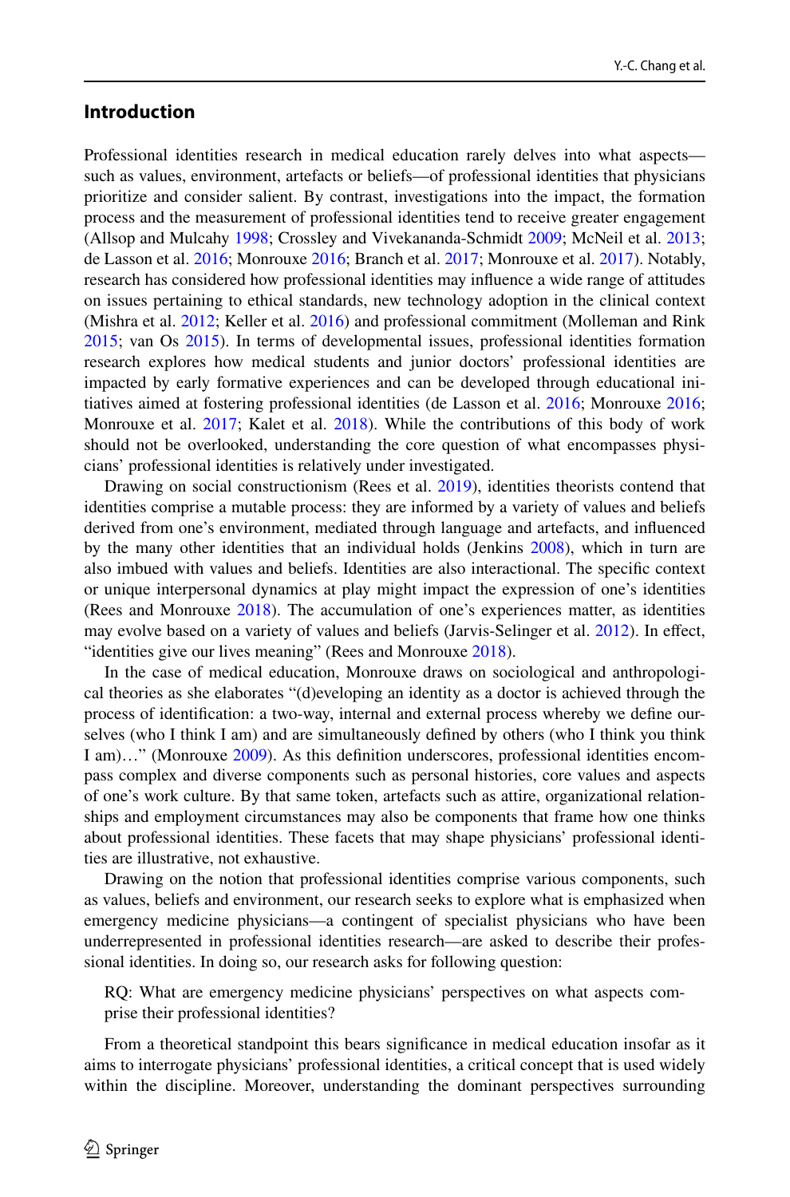## Introduction

Professional identities research in medical education rarely delves into what aspects—such as values, environment, artefacts or beliefs—of professional identities that physicians prioritize and consider salient. By contrast, investigations into the impact, the formation process and the measurement of professional identities tend to receive greater engagement (Allsop and Mulcahy 1998; Crossley and Vivekananda-Schmidt 2009; McNeil et al. 2013; de Lasson et al. 2016; Monrouxe 2016; Branch et al. 2017; Monrouxe et al. 2017). Notably, research has considered how professional identities may influence a wide range of attitudes on issues pertaining to ethical standards, new technology adoption in the clinical context (Mishra et al. 2012; Keller et al. 2016) and professional commitment (Molleman and Rink 2015; van Os 2015). In terms of developmental issues, professional identities formation research explores how medical students and junior doctors' professional identities are impacted by early formative experiences and can be developed through educational initiatives aimed at fostering professional identities (de Lasson et al. 2016; Monrouxe 2016; Monrouxe et al. 2017; Kalet et al. 2018). While the contributions of this body of work should not be overlooked, understanding the core question of what encompasses physicians' professional identities is relatively under investigated.

Drawing on social constructionism (Rees et al. 2019), identities theorists contend that identities comprise a mutable process: they are informed by a variety of values and beliefs derived from one's environment, mediated through language and artefacts, and influenced by the many other identities that an individual holds (Jenkins 2008), which in turn are also imbued with values and beliefs. Identities are also interactional. The specific context or unique interpersonal dynamics at play might impact the expression of one's identities (Rees and Monrouxe 2018). The accumulation of one's experiences matter, as identities may evolve based on a variety of values and beliefs (Jarvis-Selinger et al. 2012). In effect, "identities give our lives meaning" (Rees and Monrouxe 2018).

In the case of medical education, Monrouxe draws on sociological and anthropological theories as she elaborates "(d)eveloping an identity as a doctor is achieved through the process of identification: a two-way, internal and external process whereby we define ourselves (who I think I am) and are simultaneously defined by others (who I think you think I am)…" (Monrouxe 2009). As this definition underscores, professional identities encompass complex and diverse components such as personal histories, core values and aspects of one's work culture. By that same token, artefacts such as attire, organizational relationships and employment circumstances may also be components that frame how one thinks about professional identities. These facets that may shape physicians' professional identities are illustrative, not exhaustive.

Drawing on the notion that professional identities comprise various components, such as values, beliefs and environment, our research seeks to explore what is emphasized when emergency medicine physicians—a contingent of specialist physicians who have been underrepresented in professional identities research—are asked to describe their professional identities. In doing so, our research asks for following question:

> RQ: What are emergency medicine physicians' perspectives on what aspects comprise their professional identities?

From a theoretical standpoint this bears significance in medical education insofar as it aims to interrogate physicians' professional identities, a critical concept that is used widely within the discipline. Moreover, understanding the dominant perspectives surrounding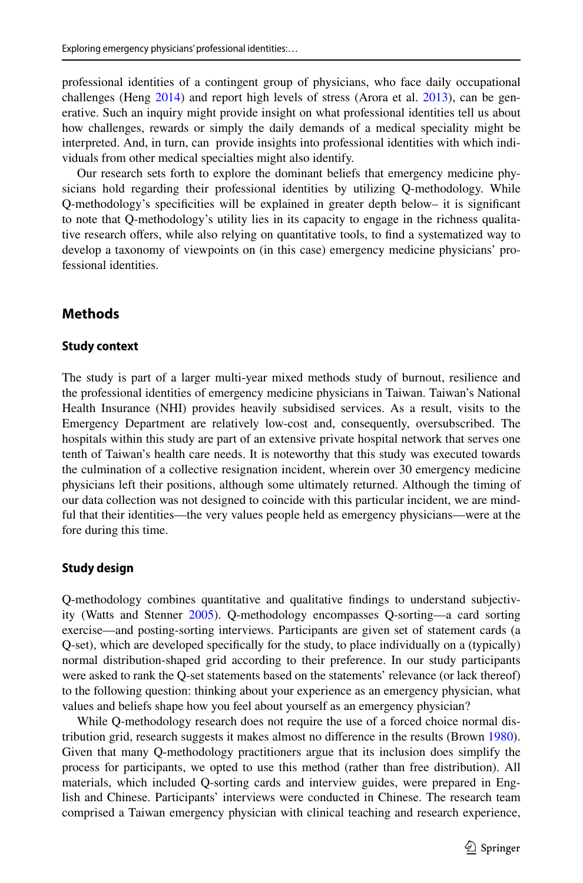professional identities of a contingent group of physicians, who face daily occupational challenges (Heng 2014) and report high levels of stress (Arora et al. 2013), can be generative. Such an inquiry might provide insight on what professional identities tell us about how challenges, rewards or simply the daily demands of a medical speciality might be interpreted. And, in turn, can provide insights into professional identities with which individuals from other medical specialties might also identify.

Our research sets forth to explore the dominant beliefs that emergency medicine physicians hold regarding their professional identities by utilizing Q-methodology. While Q-methodology's specificities will be explained in greater depth below– it is significant to note that Q-methodology's utility lies in its capacity to engage in the richness qualitative research offers, while also relying on quantitative tools, to find a systematized way to develop a taxonomy of viewpoints on (in this case) emergency medicine physicians' professional identities.

## Methods

### Study context

The study is part of a larger multi-year mixed methods study of burnout, resilience and the professional identities of emergency medicine physicians in Taiwan. Taiwan's National Health Insurance (NHI) provides heavily subsidised services. As a result, visits to the Emergency Department are relatively low-cost and, consequently, oversubscribed. The hospitals within this study are part of an extensive private hospital network that serves one tenth of Taiwan's health care needs. It is noteworthy that this study was executed towards the culmination of a collective resignation incident, wherein over 30 emergency medicine physicians left their positions, although some ultimately returned. Although the timing of our data collection was not designed to coincide with this particular incident, we are mindful that their identities—the very values people held as emergency physicians—were at the fore during this time.

### Study design

Q-methodology combines quantitative and qualitative findings to understand subjectivity (Watts and Stenner 2005). Q-methodology encompasses Q-sorting—a card sorting exercise—and posting-sorting interviews. Participants are given set of statement cards (a Q-set), which are developed specifically for the study, to place individually on a (typically) normal distribution-shaped grid according to their preference. In our study participants were asked to rank the Q-set statements based on the statements' relevance (or lack thereof) to the following question: thinking about your experience as an emergency physician, what values and beliefs shape how you feel about yourself as an emergency physician?

While Q-methodology research does not require the use of a forced choice normal distribution grid, research suggests it makes almost no difference in the results (Brown 1980). Given that many Q-methodology practitioners argue that its inclusion does simplify the process for participants, we opted to use this method (rather than free distribution). All materials, which included Q-sorting cards and interview guides, were prepared in English and Chinese. Participants' interviews were conducted in Chinese. The research team comprised a Taiwan emergency physician with clinical teaching and research experience,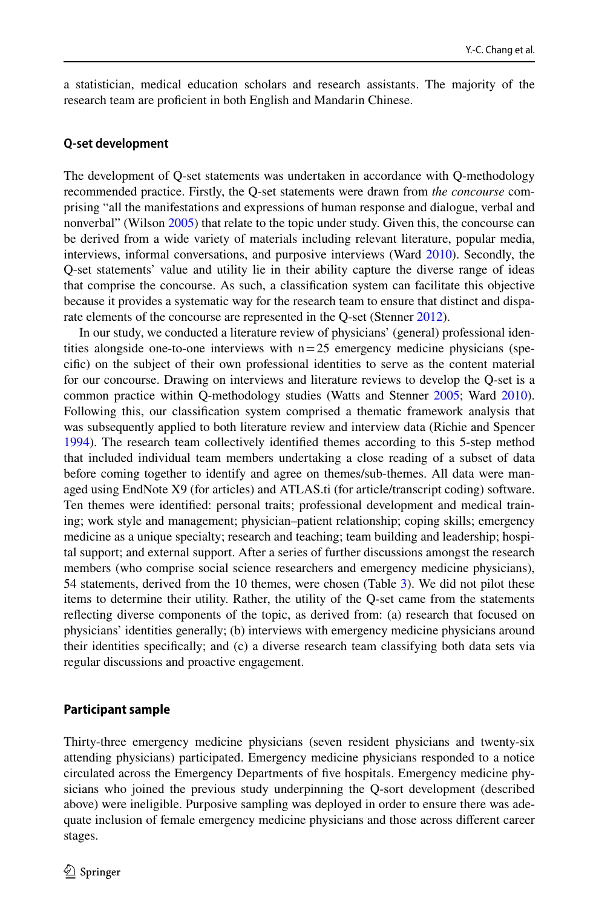a statistician, medical education scholars and research assistants. The majority of the research team are proficient in both English and Mandarin Chinese.

### Q-set development

The development of Q-set statements was undertaken in accordance with Q-methodology recommended practice. Firstly, the Q-set statements were drawn from *the concourse* comprising "all the manifestations and expressions of human response and dialogue, verbal and nonverbal" (Wilson 2005) that relate to the topic under study. Given this, the concourse can be derived from a wide variety of materials including relevant literature, popular media, interviews, informal conversations, and purposive interviews (Ward 2010). Secondly, the Q-set statements' value and utility lie in their ability capture the diverse range of ideas that comprise the concourse. As such, a classification system can facilitate this objective because it provides a systematic way for the research team to ensure that distinct and disparate elements of the concourse are represented in the Q-set (Stenner 2012).

In our study, we conducted a literature review of physicians' (general) professional identities alongside one-to-one interviews with n = 25 emergency medicine physicians (specific) on the subject of their own professional identities to serve as the content material for our concourse. Drawing on interviews and literature reviews to develop the Q-set is a common practice within Q-methodology studies (Watts and Stenner 2005; Ward 2010). Following this, our classification system comprised a thematic framework analysis that was subsequently applied to both literature review and interview data (Richie and Spencer 1994). The research team collectively identified themes according to this 5-step method that included individual team members undertaking a close reading of a subset of data before coming together to identify and agree on themes/sub-themes. All data were managed using EndNote X9 (for articles) and ATLAS.ti (for article/transcript coding) software. Ten themes were identified: personal traits; professional development and medical training; work style and management; physician–patient relationship; coping skills; emergency medicine as a unique specialty; research and teaching; team building and leadership; hospital support; and external support. After a series of further discussions amongst the research members (who comprise social science researchers and emergency medicine physicians), 54 statements, derived from the 10 themes, were chosen (Table 3). We did not pilot these items to determine their utility. Rather, the utility of the Q-set came from the statements reflecting diverse components of the topic, as derived from: (a) research that focused on physicians' identities generally; (b) interviews with emergency medicine physicians around their identities specifically; and (c) a diverse research team classifying both data sets via regular discussions and proactive engagement.

### Participant sample

Thirty-three emergency medicine physicians (seven resident physicians and twenty-six attending physicians) participated. Emergency medicine physicians responded to a notice circulated across the Emergency Departments of five hospitals. Emergency medicine physicians who joined the previous study underpinning the Q-sort development (described above) were ineligible. Purposive sampling was deployed in order to ensure there was adequate inclusion of female emergency medicine physicians and those across different career stages.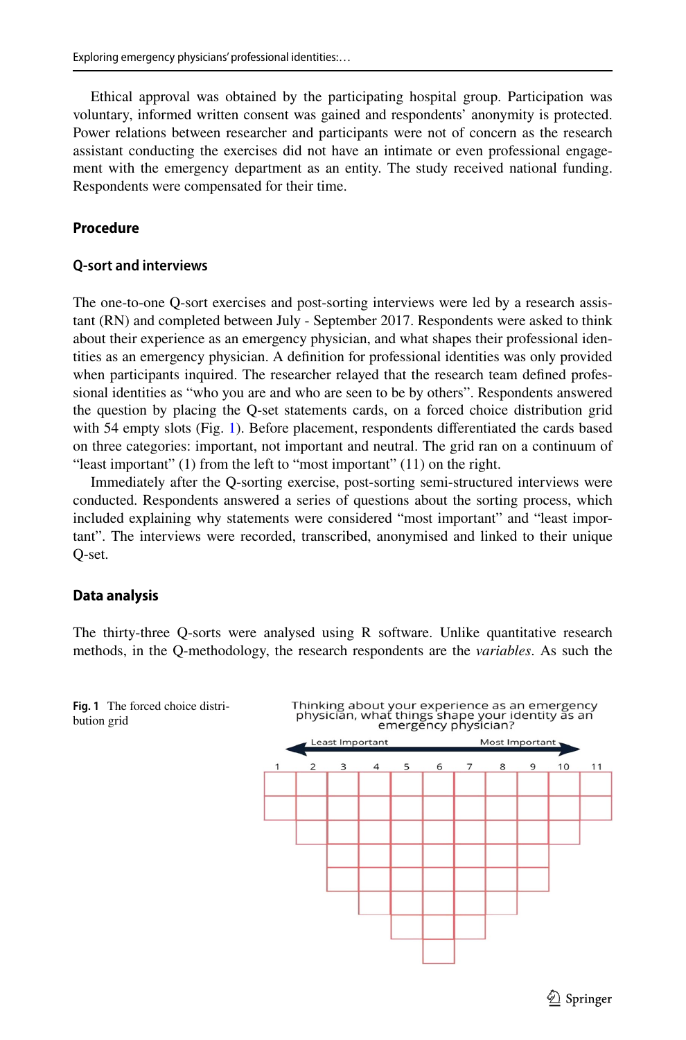Ethical approval was obtained by the participating hospital group. Participation was voluntary, informed written consent was gained and respondents' anonymity is protected. Power relations between researcher and participants were not of concern as the research assistant conducting the exercises did not have an intimate or even professional engagement with the emergency department as an entity. The study received national funding. Respondents were compensated for their time.

## Procedure

### Q-sort and interviews

The one-to-one Q-sort exercises and post-sorting interviews were led by a research assistant (RN) and completed between July - September 2017. Respondents were asked to think about their experience as an emergency physician, and what shapes their professional identities as an emergency physician. A definition for professional identities was only provided when participants inquired. The researcher relayed that the research team defined professional identities as "who you are and who are seen to be by others". Respondents answered the question by placing the Q-set statements cards, on a forced choice distribution grid with 54 empty slots (Fig. 1). Before placement, respondents differentiated the cards based on three categories: important, not important and neutral. The grid ran on a continuum of "least important" (1) from the left to "most important" (11) on the right.

Immediately after the Q-sorting exercise, post-sorting semi-structured interviews were conducted. Respondents answered a series of questions about the sorting process, which included explaining why statements were considered "most important" and "least important". The interviews were recorded, transcribed, anonymised and linked to their unique Q-set.

### Data analysis

The thirty-three Q-sorts were analysed using R software. Unlike quantitative research methods, in the Q-methodology, the research respondents are the *variables*. As such the

**Fig. 1** The forced choice distribution grid

Thinking about your experience as an emergency physician, what things shape your identity as an emergency physician?

Least Important — Most Important

| 1 | 2 | 3 | 4 | 5 | 6 | 7 | 8 | 9 | 10 | 11 |
|---|---|---|---|---|---|---|---|---|---|---|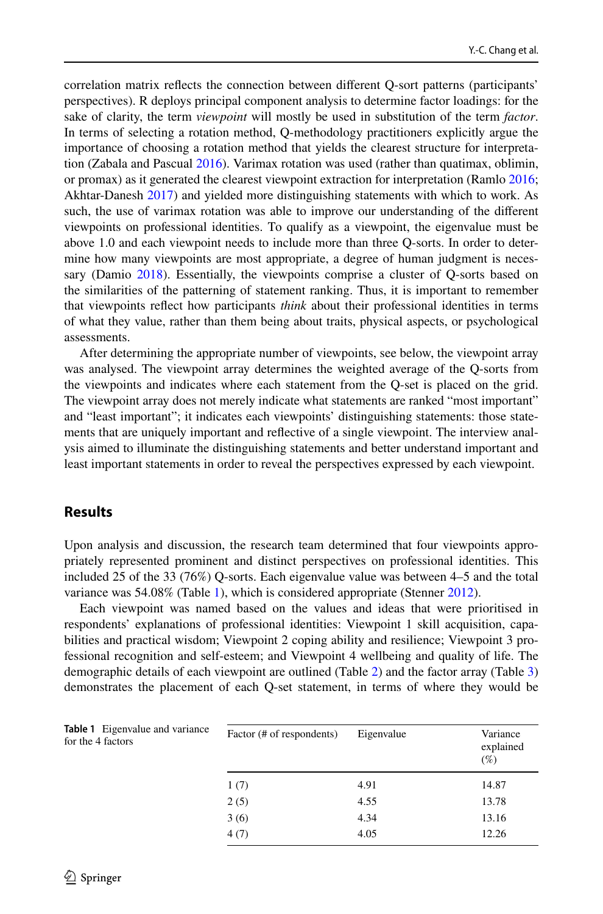correlation matrix reflects the connection between different Q-sort patterns (participants' perspectives). R deploys principal component analysis to determine factor loadings: for the sake of clarity, the term *viewpoint* will mostly be used in substitution of the term *factor*. In terms of selecting a rotation method, Q-methodology practitioners explicitly argue the importance of choosing a rotation method that yields the clearest structure for interpretation (Zabala and Pascual 2016). Varimax rotation was used (rather than quatimax, oblimin, or promax) as it generated the clearest viewpoint extraction for interpretation (Ramlo 2016; Akhtar-Danesh 2017) and yielded more distinguishing statements with which to work. As such, the use of varimax rotation was able to improve our understanding of the different viewpoints on professional identities. To qualify as a viewpoint, the eigenvalue must be above 1.0 and each viewpoint needs to include more than three Q-sorts. In order to determine how many viewpoints are most appropriate, a degree of human judgment is necessary (Damio 2018). Essentially, the viewpoints comprise a cluster of Q-sorts based on the similarities of the patterning of statement ranking. Thus, it is important to remember that viewpoints reflect how participants *think* about their professional identities in terms of what they value, rather than them being about traits, physical aspects, or psychological assessments.

After determining the appropriate number of viewpoints, see below, the viewpoint array was analysed. The viewpoint array determines the weighted average of the Q-sorts from the viewpoints and indicates where each statement from the Q-set is placed on the grid. The viewpoint array does not merely indicate what statements are ranked "most important" and "least important"; it indicates each viewpoints' distinguishing statements: those statements that are uniquely important and reflective of a single viewpoint. The interview analysis aimed to illuminate the distinguishing statements and better understand important and least important statements in order to reveal the perspectives expressed by each viewpoint.

## Results

Upon analysis and discussion, the research team determined that four viewpoints appropriately represented prominent and distinct perspectives on professional identities. This included 25 of the 33 (76%) Q-sorts. Each eigenvalue value was between 4–5 and the total variance was 54.08% (Table 1), which is considered appropriate (Stenner 2012).

Each viewpoint was named based on the values and ideas that were prioritised in respondents' explanations of professional identities: Viewpoint 1 skill acquisition, capabilities and practical wisdom; Viewpoint 2 coping ability and resilience; Viewpoint 3 professional recognition and self-esteem; and Viewpoint 4 wellbeing and quality of life. The demographic details of each viewpoint are outlined (Table 2) and the factor array (Table 3) demonstrates the placement of each Q-set statement, in terms of where they would be

**Table 1** Eigenvalue and variance for the 4 factors

| Factor (# of respondents) | Eigenvalue | Variance explained (%) |
|---|---|---|
| 1 (7) | 4.91 | 14.87 |
| 2 (5) | 4.55 | 13.78 |
| 3 (6) | 4.34 | 13.16 |
| 4 (7) | 4.05 | 12.26 |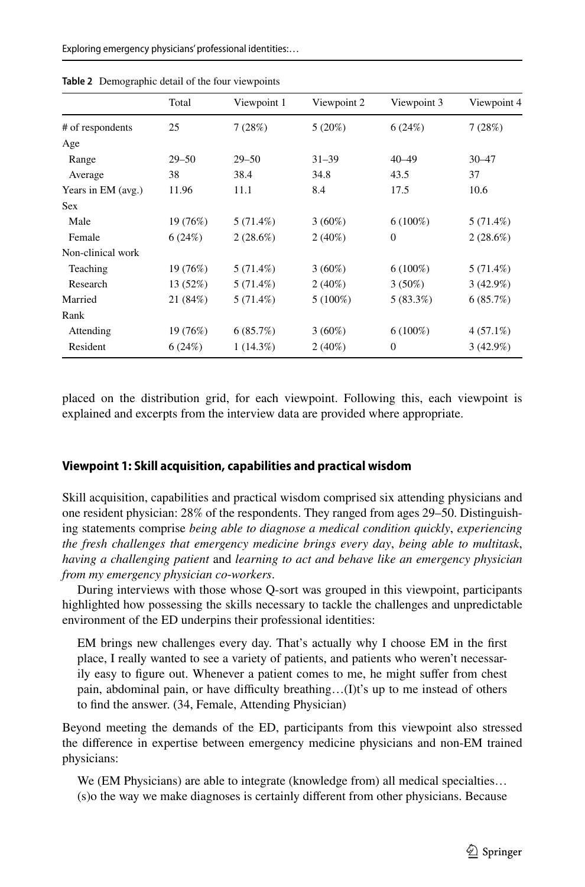**Table 2** Demographic detail of the four viewpoints

| | Total | Viewpoint 1 | Viewpoint 2 | Viewpoint 3 | Viewpoint 4 |
|---|---|---|---|---|---|
| # of respondents | 25 | 7 (28%) | 5 (20%) | 6 (24%) | 7 (28%) |
| Age | | | | | |
| Range | 29–50 | 29–50 | 31–39 | 40–49 | 30–47 |
| Average | 38 | 38.4 | 34.8 | 43.5 | 37 |
| Years in EM (avg.) | 11.96 | 11.1 | 8.4 | 17.5 | 10.6 |
| Sex | | | | | |
| Male | 19 (76%) | 5 (71.4%) | 3 (60%) | 6 (100%) | 5 (71.4%) |
| Female | 6 (24%) | 2 (28.6%) | 2 (40%) | 0 | 2 (28.6%) |
| Non-clinical work | | | | | |
| Teaching | 19 (76%) | 5 (71.4%) | 3 (60%) | 6 (100%) | 5 (71.4%) |
| Research | 13 (52%) | 5 (71.4%) | 2 (40%) | 3 (50%) | 3 (42.9%) |
| Married | 21 (84%) | 5 (71.4%) | 5 (100%) | 5 (83.3%) | 6 (85.7%) |
| Rank | | | | | |
| Attending | 19 (76%) | 6 (85.7%) | 3 (60%) | 6 (100%) | 4 (57.1%) |
| Resident | 6 (24%) | 1 (14.3%) | 2 (40%) | 0 | 3 (42.9%) |

placed on the distribution grid, for each viewpoint. Following this, each viewpoint is explained and excerpts from the interview data are provided where appropriate.

### Viewpoint 1: Skill acquisition, capabilities and practical wisdom

Skill acquisition, capabilities and practical wisdom comprised six attending physicians and one resident physician: 28% of the respondents. They ranged from ages 29–50. Distinguishing statements comprise *being able to diagnose a medical condition quickly*, *experiencing the fresh challenges that emergency medicine brings every day*, *being able to multitask*, *having a challenging patient* and *learning to act and behave like an emergency physician from my emergency physician co-workers*.

During interviews with those whose Q-sort was grouped in this viewpoint, participants highlighted how possessing the skills necessary to tackle the challenges and unpredictable environment of the ED underpins their professional identities:

> EM brings new challenges every day. That's actually why I choose EM in the first place, I really wanted to see a variety of patients, and patients who weren't necessarily easy to figure out. Whenever a patient comes to me, he might suffer from chest pain, abdominal pain, or have difficulty breathing…(I)t's up to me instead of others to find the answer. (34, Female, Attending Physician)

Beyond meeting the demands of the ED, participants from this viewpoint also stressed the difference in expertise between emergency medicine physicians and non-EM trained physicians:

> We (EM Physicians) are able to integrate (knowledge from) all medical specialties…(s)o the way we make diagnoses is certainly different from other physicians. Because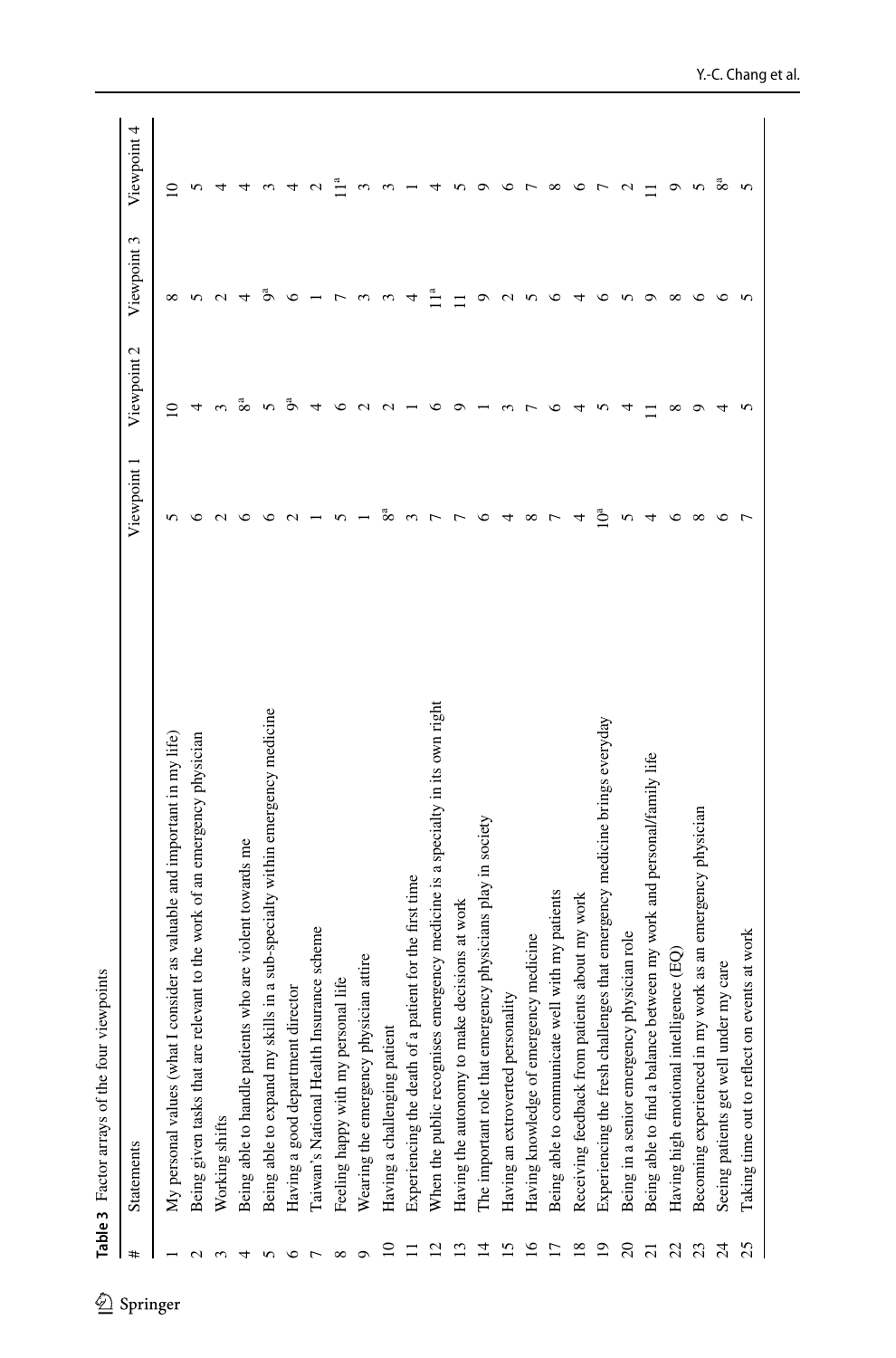**Table 3** Factor arrays of the four viewpoints

| # | Statements | Viewpoint 1 | Viewpoint 2 | Viewpoint 3 | Viewpoint 4 |
|---|---|---|---|---|---|
| 1 | My personal values (what I consider as valuable and important in my life) | 5 | 10 | 8 | 10 |
| 2 | Being given tasks that are relevant to the work of an emergency physician | 6 | 4 | 5 | 5 |
| 3 | Working shifts | 2 | 3 | 2 | 4 |
| 4 | Being able to handle patients who are violent towards me | 6 | 8[a] | 4 | 4 |
| 5 | Being able to expand my skills in a sub-specialty within emergency medicine | 6 | 5 | 9[a] | 3 |
| 6 | Having a good department director | 2 | 9[a] | 6 | 4 |
| 7 | Taiwan's National Health Insurance scheme | 1 | 4 | 1 | 2 |
| 8 | Feeling happy with my personal life | 5 | 6 | 7 | 11[a] |
| 9 | Wearing the emergency physician attire | 1 | 2 | 3 | 3 |
| 10 | Having a challenging patient | 8[a] | 2 | 3 | 3 |
| 11 | Experiencing the death of a patient for the first time | 3 | 1 | 4 | 1 |
| 12 | When the public recognises emergency medicine is a specialty in its own right | 7 | 6 | 11[a] | 4 |
| 13 | Having the autonomy to make decisions at work | 7 | 9 | 11 | 5 |
| 14 | The important role that emergency physicians play in society | 6 | 1 | 9 | 9 |
| 15 | Having an extroverted personality | 4 | 3 | 2 | 6 |
| 16 | Having knowledge of emergency medicine | 8 | 7 | 5 | 7 |
| 17 | Being able to communicate well with my patients | 7 | 6 | 6 | 8 |
| 18 | Receiving feedback from patients about my work | 4 | 4 | 4 | 6 |
| 19 | Experiencing the fresh challenges that emergency medicine brings everyday | 10[a] | 5 | 6 | 7 |
| 20 | Being in a senior emergency physician role | 5 | 4 | 5 | 2 |
| 21 | Being able to find a balance between my work and personal/family life | 4 | 11 | 9 | 11 |
| 22 | Having high emotional intelligence (EQ) | 6 | 8 | 8 | 9 |
| 23 | Becoming experienced in my work as an emergency physician | 8 | 9 | 6 | 5 |
| 24 | Seeing patients get well under my care | 6 | 4 | 6 | 8[a] |
| 25 | Taking time out to reflect on events at work | 7 | 5 | 5 | 5 |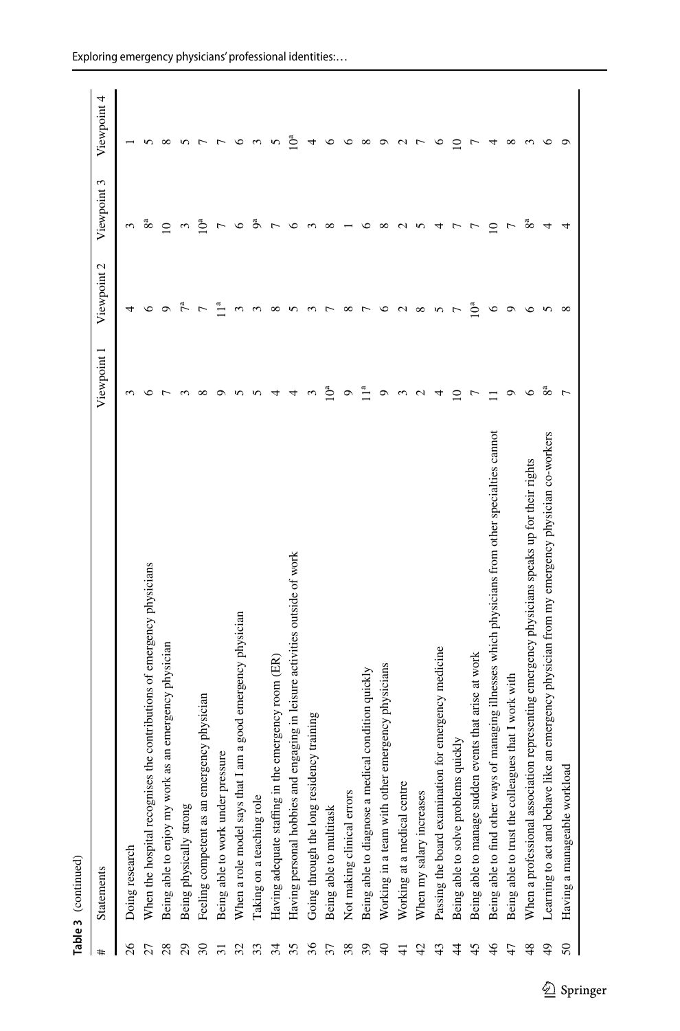**Table 3** (continued)

| # | Statements | Viewpoint 1 | Viewpoint 2 | Viewpoint 3 | Viewpoint 4 |
|---|---|---|---|---|---|
| 26 | Doing research | 3 | 4 | 3 | 1 |
| 27 | When the hospital recognises the contributions of emergency physicians | 6 | 6 | 8[a] | 5 |
| 28 | Being able to enjoy my work as an emergency physician | 7 | 9 | 10 | 8 |
| 29 | Being physically strong | 3 | 7[a] | 3 | 5 |
| 30 | Feeling competent as an emergency physician | 8 | 7 | 10[a] | 7 |
| 31 | Being able to work under pressure | 9 | 11[a] | 7 | 7 |
| 32 | When a role model says that I am a good emergency physician | 5 | 3 | 6 | 6 |
| 33 | Taking on a teaching role | 5 | 3 | 9[a] | 3 |
| 34 | Having adequate staffing in the emergency room (ER) | 4 | 8 | 7 | 5 |
| 35 | Having personal hobbies and engaging in leisure activities outside of work | 4 | 5 | 6 | 10[a] |
| 36 | Going through the long residency training | 3 | 3 | 3 | 4 |
| 37 | Being able to multitask | 10[a] | 7 | 8 | 6 |
| 38 | Not making clinical errors | 9 | 8 | 1 | 6 |
| 39 | Being able to diagnose a medical condition quickly | 11[a] | 7 | 6 | 8 |
| 40 | Working in a team with other emergency physicians | 9 | 6 | 8 | 9 |
| 41 | Working at a medical centre | 3 | 2 | 2 | 2 |
| 42 | When my salary increases | 2 | 8 | 5 | 7 |
| 43 | Passing the board examination for emergency medicine | 4 | 5 | 4 | 6 |
| 44 | Being able to solve problems quickly | 10 | 7 | 7 | 10 |
| 45 | Being able to manage sudden events that arise at work | 7 | 10[a] | 7 | 7 |
| 46 | Being able to find other ways of managing illnesses which physicians from other specialties cannot | 11 | 6 | 10 | 4 |
| 47 | Being able to trust the colleagues that I work with | 9 | 9 | 7 | 8 |
| 48 | When a professional association representing emergency physicians speaks up for their rights | 6 | 6 | 8[a] | 3 |
| 49 | Learning to act and behave like an emergency physician from my emergency physician co-workers | 8[a] | 5 | 4 | 6 |
| 50 | Having a manageable workload | 7 | 8 | 4 | 9 |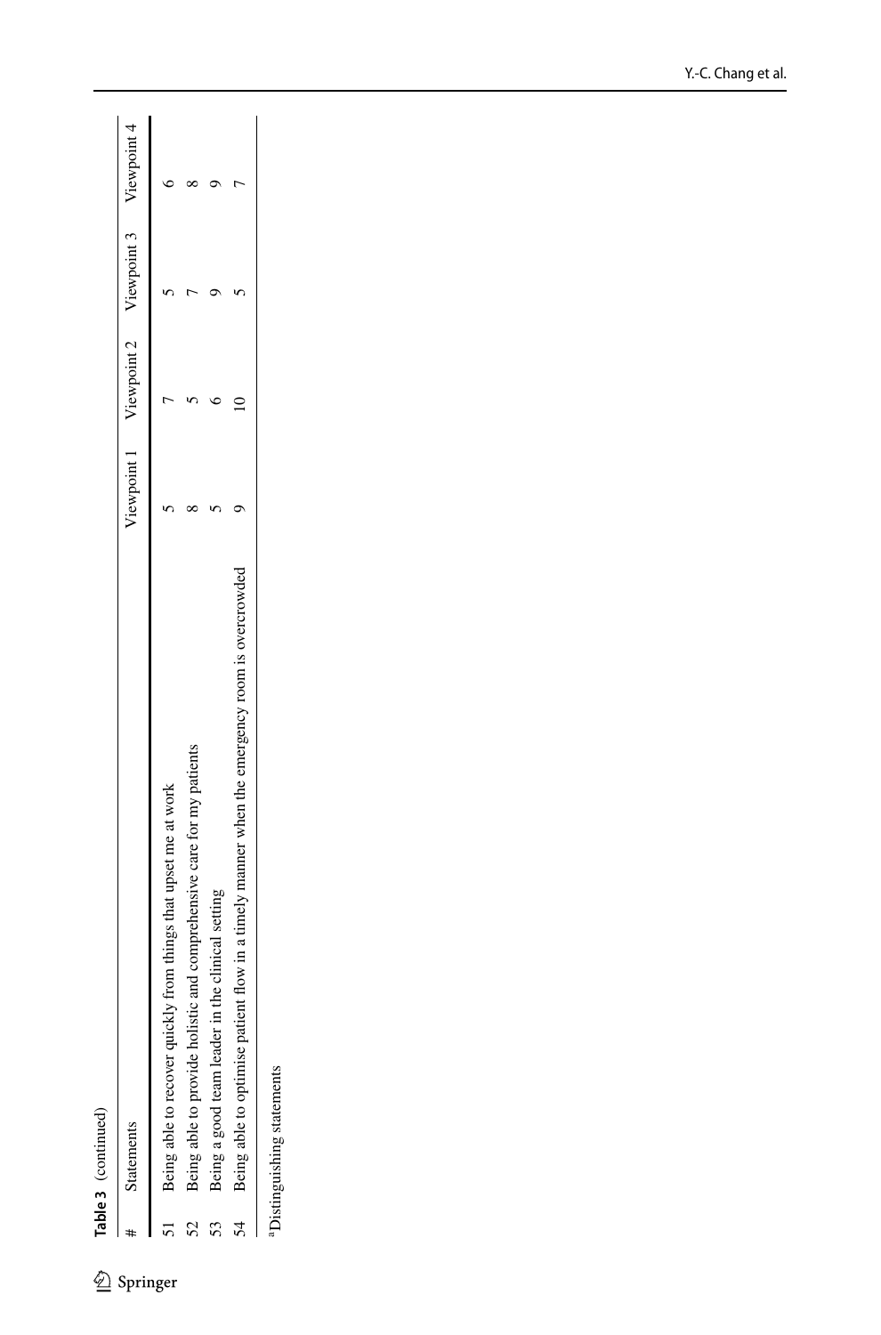**Table 3** (continued)

| # | Statements | Viewpoint 1 | Viewpoint 2 | Viewpoint 3 | Viewpoint 4 |
|---|---|---|---|---|---|
| 51 | Being able to recover quickly from things that upset me at work | 5 | 7 | 5 | 6 |
| 52 | Being able to provide holistic and comprehensive care for my patients | 8 | 5 | 7 | 8 |
| 53 | Being a good team leader in the clinical setting | 5 | 6 | 9 | 9 |
| 54 | Being able to optimise patient flow in a timely manner when the emergency room is overcrowded | 9 | 10 | 5 | 7 |

[a]Distinguishing statements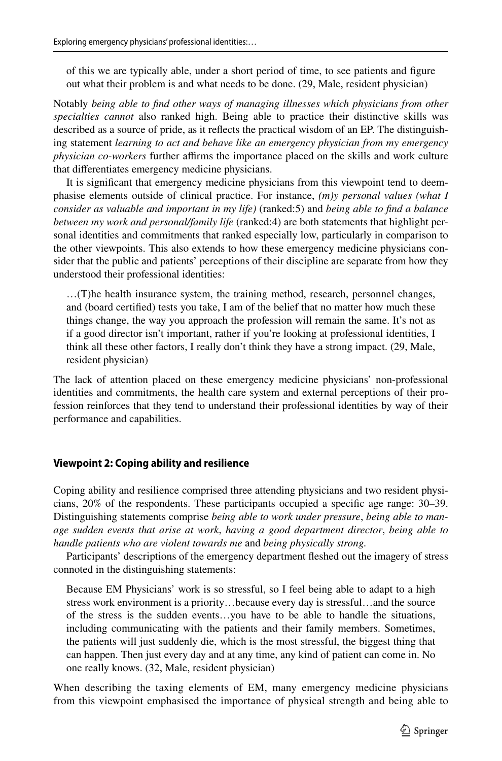of this we are typically able, under a short period of time, to see patients and figure out what their problem is and what needs to be done. (29, Male, resident physician)

Notably *being able to find other ways of managing illnesses which physicians from other specialties cannot* also ranked high. Being able to practice their distinctive skills was described as a source of pride, as it reflects the practical wisdom of an EP. The distinguishing statement *learning to act and behave like an emergency physician from my emergency physician co-workers* further affirms the importance placed on the skills and work culture that differentiates emergency medicine physicians.

It is significant that emergency medicine physicians from this viewpoint tend to deemphasise elements outside of clinical practice. For instance, *(m)y personal values (what I consider as valuable and important in my life)* (ranked:5) and *being able to find a balance between my work and personal/family life* (ranked:4) are both statements that highlight personal identities and commitments that ranked especially low, particularly in comparison to the other viewpoints. This also extends to how these emergency medicine physicians consider that the public and patients' perceptions of their discipline are separate from how they understood their professional identities:

> …(T)he health insurance system, the training method, research, personnel changes, and (board certified) tests you take, I am of the belief that no matter how much these things change, the way you approach the profession will remain the same. It's not as if a good director isn't important, rather if you're looking at professional identities, I think all these other factors, I really don't think they have a strong impact. (29, Male, resident physician)

The lack of attention placed on these emergency medicine physicians' non-professional identities and commitments, the health care system and external perceptions of their profession reinforces that they tend to understand their professional identities by way of their performance and capabilities.

### Viewpoint 2: Coping ability and resilience

Coping ability and resilience comprised three attending physicians and two resident physicians, 20% of the respondents. These participants occupied a specific age range: 30–39. Distinguishing statements comprise *being able to work under pressure*, *being able to manage sudden events that arise at work*, *having a good department director*, *being able to handle patients who are violent towards me* and *being physically strong*.

Participants' descriptions of the emergency department fleshed out the imagery of stress connoted in the distinguishing statements:

> Because EM Physicians' work is so stressful, so I feel being able to adapt to a high stress work environment is a priority…because every day is stressful…and the source of the stress is the sudden events…you have to be able to handle the situations, including communicating with the patients and their family members. Sometimes, the patients will just suddenly die, which is the most stressful, the biggest thing that can happen. Then just every day and at any time, any kind of patient can come in. No one really knows. (32, Male, resident physician)

When describing the taxing elements of EM, many emergency medicine physicians from this viewpoint emphasised the importance of physical strength and being able to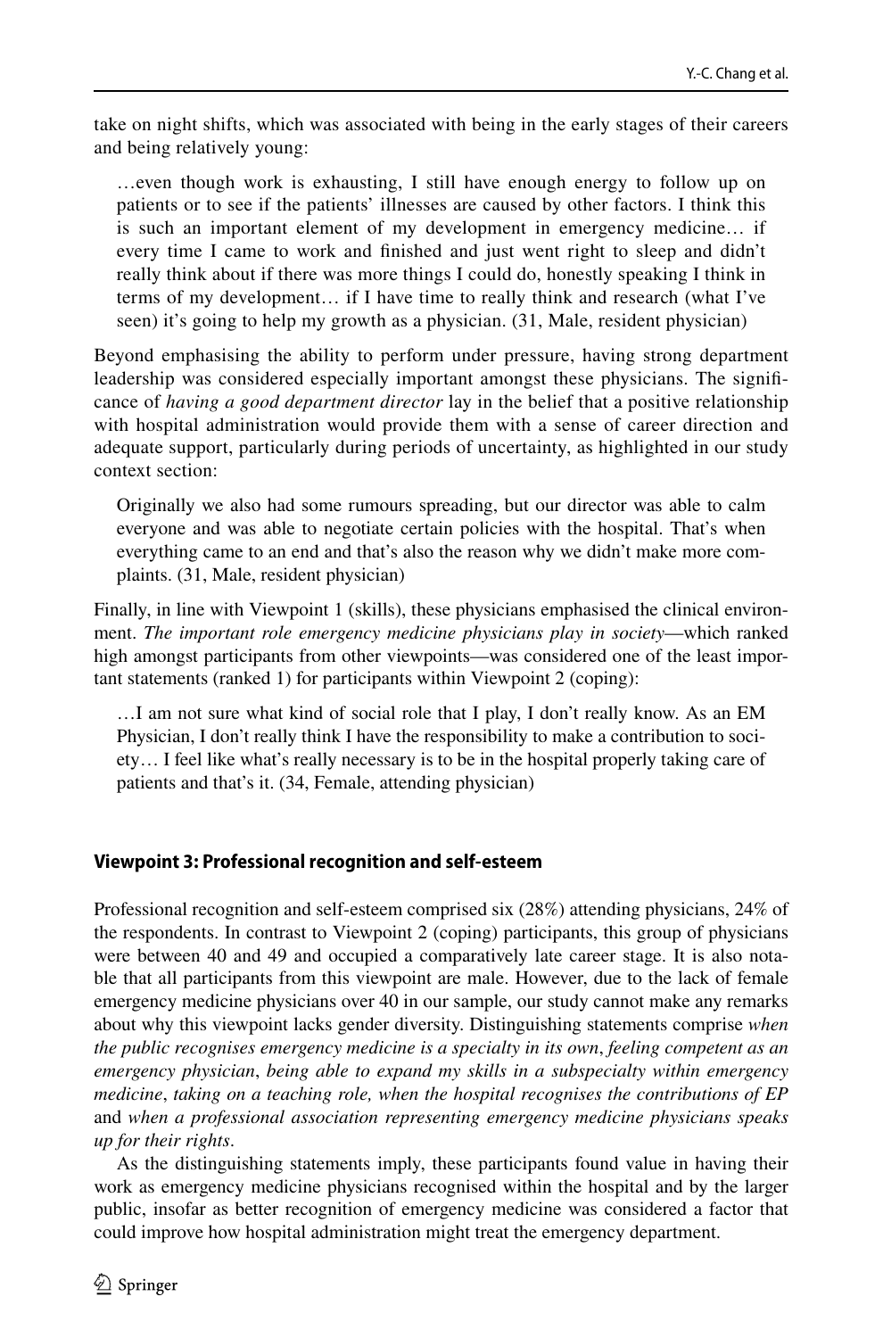take on night shifts, which was associated with being in the early stages of their careers and being relatively young:

> …even though work is exhausting, I still have enough energy to follow up on patients or to see if the patients' illnesses are caused by other factors. I think this is such an important element of my development in emergency medicine… if every time I came to work and finished and just went right to sleep and didn't really think about if there was more things I could do, honestly speaking I think in terms of my development… if I have time to really think and research (what I've seen) it's going to help my growth as a physician. (31, Male, resident physician)

Beyond emphasising the ability to perform under pressure, having strong department leadership was considered especially important amongst these physicians. The significance of *having a good department director* lay in the belief that a positive relationship with hospital administration would provide them with a sense of career direction and adequate support, particularly during periods of uncertainty, as highlighted in our study context section:

> Originally we also had some rumours spreading, but our director was able to calm everyone and was able to negotiate certain policies with the hospital. That's when everything came to an end and that's also the reason why we didn't make more complaints. (31, Male, resident physician)

Finally, in line with Viewpoint 1 (skills), these physicians emphasised the clinical environment. *The important role emergency medicine physicians play in society*—which ranked high amongst participants from other viewpoints—was considered one of the least important statements (ranked 1) for participants within Viewpoint 2 (coping):

> …I am not sure what kind of social role that I play, I don't really know. As an EM Physician, I don't really think I have the responsibility to make a contribution to society… I feel like what's really necessary is to be in the hospital properly taking care of patients and that's it. (34, Female, attending physician)

### Viewpoint 3: Professional recognition and self-esteem

Professional recognition and self-esteem comprised six (28%) attending physicians, 24% of the respondents. In contrast to Viewpoint 2 (coping) participants, this group of physicians were between 40 and 49 and occupied a comparatively late career stage. It is also notable that all participants from this viewpoint are male. However, due to the lack of female emergency medicine physicians over 40 in our sample, our study cannot make any remarks about why this viewpoint lacks gender diversity. Distinguishing statements comprise *when the public recognises emergency medicine is a specialty in its own*, *feeling competent as an emergency physician*, *being able to expand my skills in a subspecialty within emergency medicine*, *taking on a teaching role, when the hospital recognises the contributions of EP* and *when a professional association representing emergency medicine physicians speaks up for their rights*.

As the distinguishing statements imply, these participants found value in having their work as emergency medicine physicians recognised within the hospital and by the larger public, insofar as better recognition of emergency medicine was considered a factor that could improve how hospital administration might treat the emergency department.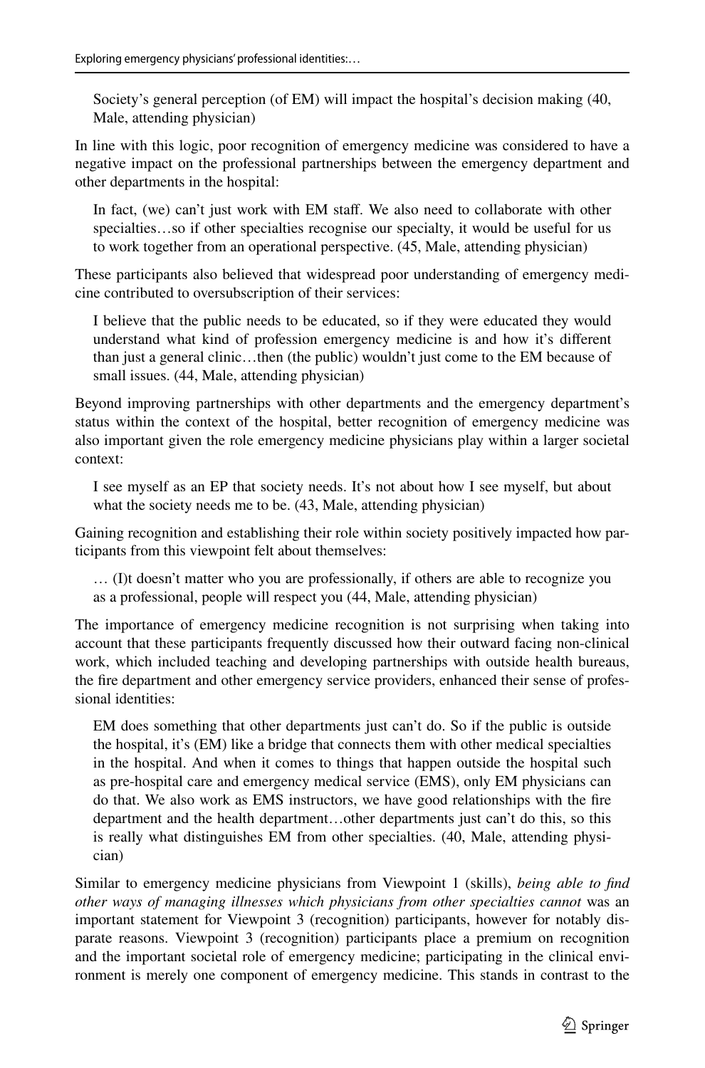> Society's general perception (of EM) will impact the hospital's decision making (40, Male, attending physician)

In line with this logic, poor recognition of emergency medicine was considered to have a negative impact on the professional partnerships between the emergency department and other departments in the hospital:

> In fact, (we) can't just work with EM staff. We also need to collaborate with other specialties…so if other specialties recognise our specialty, it would be useful for us to work together from an operational perspective. (45, Male, attending physician)

These participants also believed that widespread poor understanding of emergency medicine contributed to oversubscription of their services:

> I believe that the public needs to be educated, so if they were educated they would understand what kind of profession emergency medicine is and how it's different than just a general clinic…then (the public) wouldn't just come to the EM because of small issues. (44, Male, attending physician)

Beyond improving partnerships with other departments and the emergency department's status within the context of the hospital, better recognition of emergency medicine was also important given the role emergency medicine physicians play within a larger societal context:

> I see myself as an EP that society needs. It's not about how I see myself, but about what the society needs me to be. (43, Male, attending physician)

Gaining recognition and establishing their role within society positively impacted how participants from this viewpoint felt about themselves:

> … (I)t doesn't matter who you are professionally, if others are able to recognize you as a professional, people will respect you (44, Male, attending physician)

The importance of emergency medicine recognition is not surprising when taking into account that these participants frequently discussed how their outward facing non-clinical work, which included teaching and developing partnerships with outside health bureaus, the fire department and other emergency service providers, enhanced their sense of professional identities:

> EM does something that other departments just can't do. So if the public is outside the hospital, it's (EM) like a bridge that connects them with other medical specialties in the hospital. And when it comes to things that happen outside the hospital such as pre-hospital care and emergency medical service (EMS), only EM physicians can do that. We also work as EMS instructors, we have good relationships with the fire department and the health department…other departments just can't do this, so this is really what distinguishes EM from other specialties. (40, Male, attending physician)

Similar to emergency medicine physicians from Viewpoint 1 (skills), *being able to find other ways of managing illnesses which physicians from other specialties cannot* was an important statement for Viewpoint 3 (recognition) participants, however for notably disparate reasons. Viewpoint 3 (recognition) participants place a premium on recognition and the important societal role of emergency medicine; participating in the clinical environment is merely one component of emergency medicine. This stands in contrast to the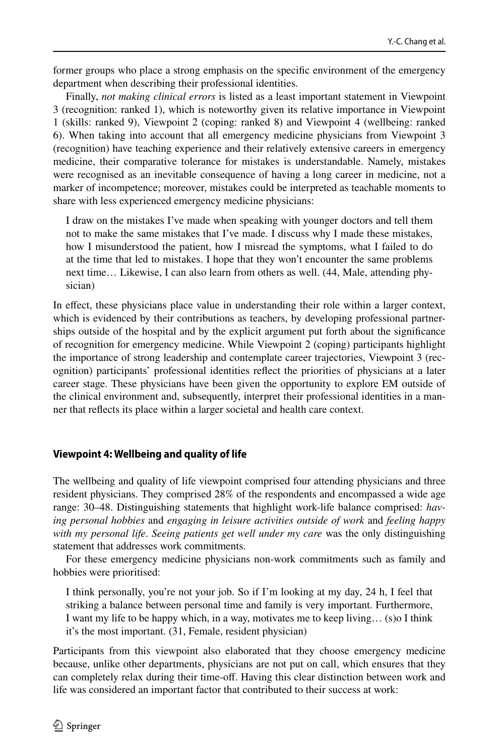former groups who place a strong emphasis on the specific environment of the emergency department when describing their professional identities.

Finally, *not making clinical errors* is listed as a least important statement in Viewpoint 3 (recognition: ranked 1), which is noteworthy given its relative importance in Viewpoint 1 (skills: ranked 9), Viewpoint 2 (coping: ranked 8) and Viewpoint 4 (wellbeing: ranked 6). When taking into account that all emergency medicine physicians from Viewpoint 3 (recognition) have teaching experience and their relatively extensive careers in emergency medicine, their comparative tolerance for mistakes is understandable. Namely, mistakes were recognised as an inevitable consequence of having a long career in medicine, not a marker of incompetence; moreover, mistakes could be interpreted as teachable moments to share with less experienced emergency medicine physicians:

> I draw on the mistakes I've made when speaking with younger doctors and tell them not to make the same mistakes that I've made. I discuss why I made these mistakes, how I misunderstood the patient, how I misread the symptoms, what I failed to do at the time that led to mistakes. I hope that they won't encounter the same problems next time… Likewise, I can also learn from others as well. (44, Male, attending physician)

In effect, these physicians place value in understanding their role within a larger context, which is evidenced by their contributions as teachers, by developing professional partnerships outside of the hospital and by the explicit argument put forth about the significance of recognition for emergency medicine. While Viewpoint 2 (coping) participants highlight the importance of strong leadership and contemplate career trajectories, Viewpoint 3 (recognition) participants' professional identities reflect the priorities of physicians at a later career stage. These physicians have been given the opportunity to explore EM outside of the clinical environment and, subsequently, interpret their professional identities in a manner that reflects its place within a larger societal and health care context.

### Viewpoint 4: Wellbeing and quality of life

The wellbeing and quality of life viewpoint comprised four attending physicians and three resident physicians. They comprised 28% of the respondents and encompassed a wide age range: 30–48. Distinguishing statements that highlight work-life balance comprised: *having personal hobbies* and *engaging in leisure activities outside of work* and *feeling happy with my personal life*. *Seeing patients get well under my care* was the only distinguishing statement that addresses work commitments.

For these emergency medicine physicians non-work commitments such as family and hobbies were prioritised:

> I think personally, you're not your job. So if I'm looking at my day, 24 h, I feel that striking a balance between personal time and family is very important. Furthermore, I want my life to be happy which, in a way, motivates me to keep living… (s)o I think it's the most important. (31, Female, resident physician)

Participants from this viewpoint also elaborated that they choose emergency medicine because, unlike other departments, physicians are not put on call, which ensures that they can completely relax during their time-off. Having this clear distinction between work and life was considered an important factor that contributed to their success at work: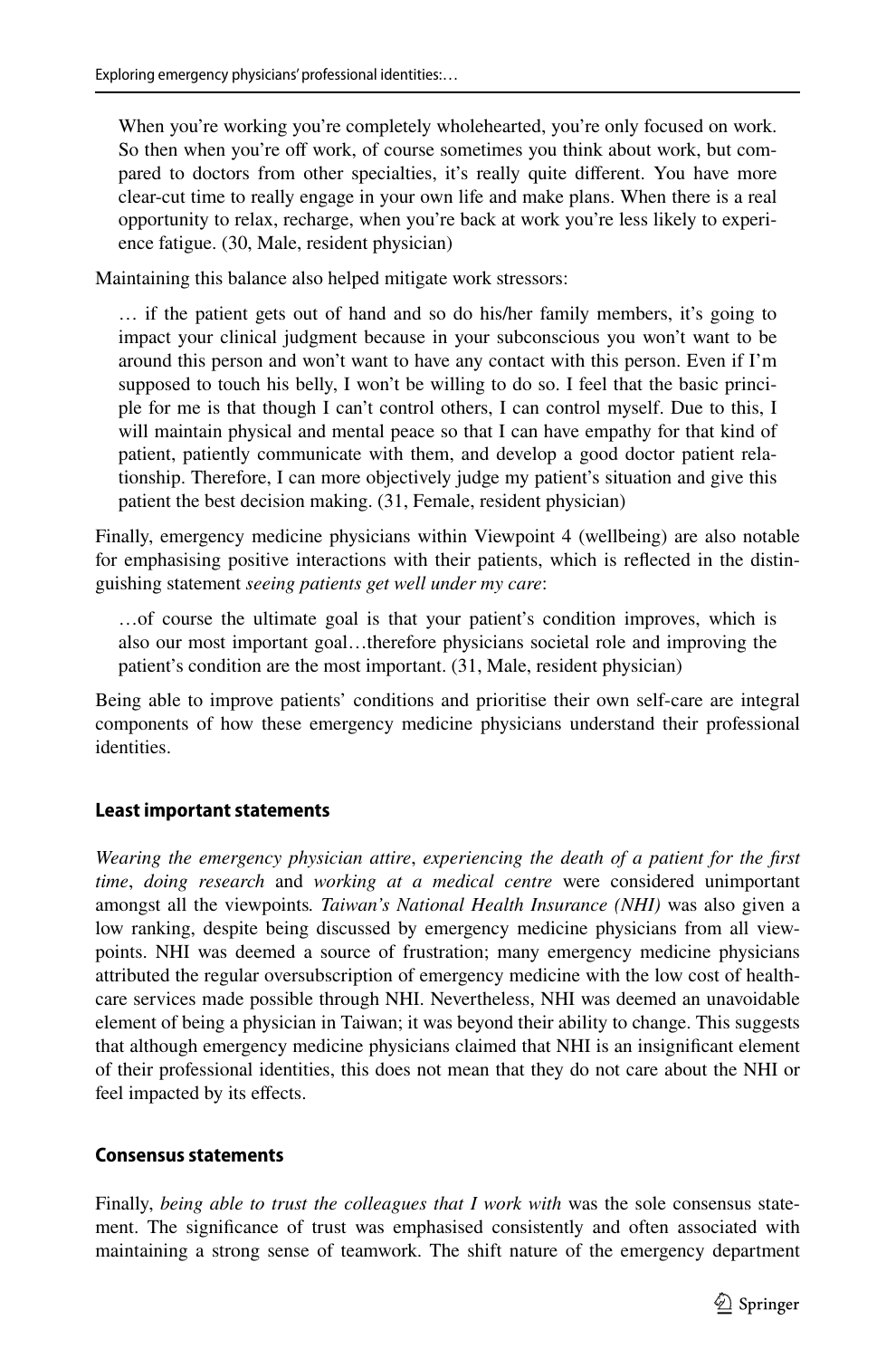> When you're working you're completely wholehearted, you're only focused on work. So then when you're off work, of course sometimes you think about work, but compared to doctors from other specialties, it's really quite different. You have more clear-cut time to really engage in your own life and make plans. When there is a real opportunity to relax, recharge, when you're back at work you're less likely to experience fatigue. (30, Male, resident physician)

Maintaining this balance also helped mitigate work stressors:

> … if the patient gets out of hand and so do his/her family members, it's going to impact your clinical judgment because in your subconscious you won't want to be around this person and won't want to have any contact with this person. Even if I'm supposed to touch his belly, I won't be willing to do so. I feel that the basic principle for me is that though I can't control others, I can control myself. Due to this, I will maintain physical and mental peace so that I can have empathy for that kind of patient, patiently communicate with them, and develop a good doctor patient relationship. Therefore, I can more objectively judge my patient's situation and give this patient the best decision making. (31, Female, resident physician)

Finally, emergency medicine physicians within Viewpoint 4 (wellbeing) are also notable for emphasising positive interactions with their patients, which is reflected in the distinguishing statement *seeing patients get well under my care*:

> …of course the ultimate goal is that your patient's condition improves, which is also our most important goal…therefore physicians societal role and improving the patient's condition are the most important. (31, Male, resident physician)

Being able to improve patients' conditions and prioritise their own self-care are integral components of how these emergency medicine physicians understand their professional identities.

### Least important statements

*Wearing the emergency physician attire*, *experiencing the death of a patient for the first time*, *doing research* and *working at a medical centre* were considered unimportant amongst all the viewpoints*. Taiwan's National Health Insurance (NHI)* was also given a low ranking, despite being discussed by emergency medicine physicians from all viewpoints. NHI was deemed a source of frustration; many emergency medicine physicians attributed the regular oversubscription of emergency medicine with the low cost of healthcare services made possible through NHI. Nevertheless, NHI was deemed an unavoidable element of being a physician in Taiwan; it was beyond their ability to change. This suggests that although emergency medicine physicians claimed that NHI is an insignificant element of their professional identities, this does not mean that they do not care about the NHI or feel impacted by its effects.

### Consensus statements

Finally, *being able to trust the colleagues that I work with* was the sole consensus statement. The significance of trust was emphasised consistently and often associated with maintaining a strong sense of teamwork. The shift nature of the emergency department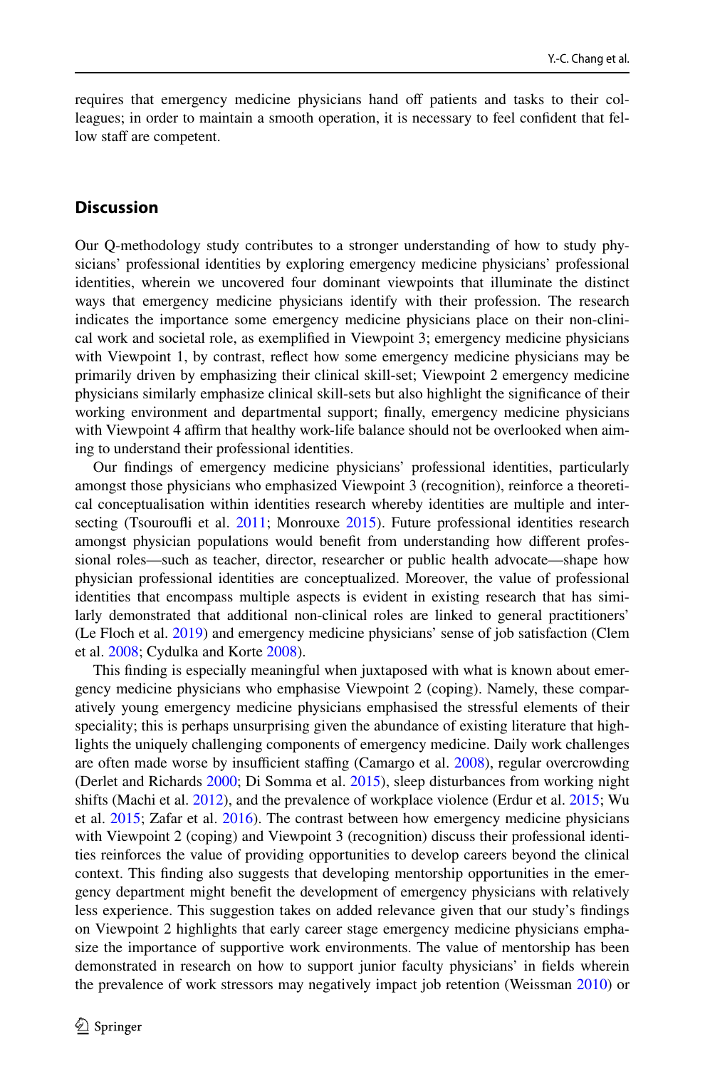requires that emergency medicine physicians hand off patients and tasks to their colleagues; in order to maintain a smooth operation, it is necessary to feel confident that fellow staff are competent.

## Discussion

Our Q-methodology study contributes to a stronger understanding of how to study physicians' professional identities by exploring emergency medicine physicians' professional identities, wherein we uncovered four dominant viewpoints that illuminate the distinct ways that emergency medicine physicians identify with their profession. The research indicates the importance some emergency medicine physicians place on their non-clinical work and societal role, as exemplified in Viewpoint 3; emergency medicine physicians with Viewpoint 1, by contrast, reflect how some emergency medicine physicians may be primarily driven by emphasizing their clinical skill-set; Viewpoint 2 emergency medicine physicians similarly emphasize clinical skill-sets but also highlight the significance of their working environment and departmental support; finally, emergency medicine physicians with Viewpoint 4 affirm that healthy work-life balance should not be overlooked when aiming to understand their professional identities.

Our findings of emergency medicine physicians' professional identities, particularly amongst those physicians who emphasized Viewpoint 3 (recognition), reinforce a theoretical conceptualisation within identities research whereby identities are multiple and intersecting (Tsouroufli et al. 2011; Monrouxe 2015). Future professional identities research amongst physician populations would benefit from understanding how different professional roles—such as teacher, director, researcher or public health advocate—shape how physician professional identities are conceptualized. Moreover, the value of professional identities that encompass multiple aspects is evident in existing research that has similarly demonstrated that additional non-clinical roles are linked to general practitioners' (Le Floch et al. 2019) and emergency medicine physicians' sense of job satisfaction (Clem et al. 2008; Cydulka and Korte 2008).

This finding is especially meaningful when juxtaposed with what is known about emergency medicine physicians who emphasise Viewpoint 2 (coping). Namely, these comparatively young emergency medicine physicians emphasised the stressful elements of their speciality; this is perhaps unsurprising given the abundance of existing literature that highlights the uniquely challenging components of emergency medicine. Daily work challenges are often made worse by insufficient staffing (Camargo et al. 2008), regular overcrowding (Derlet and Richards 2000; Di Somma et al. 2015), sleep disturbances from working night shifts (Machi et al. 2012), and the prevalence of workplace violence (Erdur et al. 2015; Wu et al. 2015; Zafar et al. 2016). The contrast between how emergency medicine physicians with Viewpoint 2 (coping) and Viewpoint 3 (recognition) discuss their professional identities reinforces the value of providing opportunities to develop careers beyond the clinical context. This finding also suggests that developing mentorship opportunities in the emergency department might benefit the development of emergency physicians with relatively less experience. This suggestion takes on added relevance given that our study's findings on Viewpoint 2 highlights that early career stage emergency medicine physicians emphasize the importance of supportive work environments. The value of mentorship has been demonstrated in research on how to support junior faculty physicians' in fields wherein the prevalence of work stressors may negatively impact job retention (Weissman 2010) or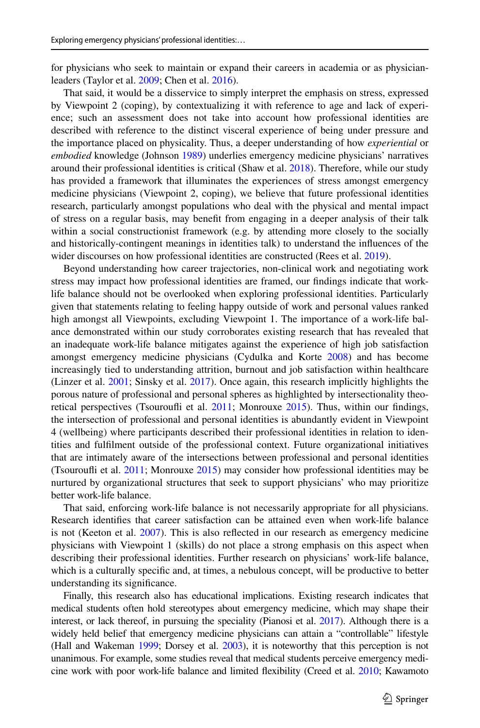for physicians who seek to maintain or expand their careers in academia or as physician-leaders (Taylor et al. 2009; Chen et al. 2016).

That said, it would be a disservice to simply interpret the emphasis on stress, expressed by Viewpoint 2 (coping), by contextualizing it with reference to age and lack of experience; such an assessment does not take into account how professional identities are described with reference to the distinct visceral experience of being under pressure and the importance placed on physicality. Thus, a deeper understanding of how *experiential* or *embodied* knowledge (Johnson 1989) underlies emergency medicine physicians' narratives around their professional identities is critical (Shaw et al. 2018). Therefore, while our study has provided a framework that illuminates the experiences of stress amongst emergency medicine physicians (Viewpoint 2, coping), we believe that future professional identities research, particularly amongst populations who deal with the physical and mental impact of stress on a regular basis, may benefit from engaging in a deeper analysis of their talk within a social constructionist framework (e.g. by attending more closely to the socially and historically-contingent meanings in identities talk) to understand the influences of the wider discourses on how professional identities are constructed (Rees et al. 2019).

Beyond understanding how career trajectories, non-clinical work and negotiating work stress may impact how professional identities are framed, our findings indicate that work-life balance should not be overlooked when exploring professional identities. Particularly given that statements relating to feeling happy outside of work and personal values ranked high amongst all Viewpoints, excluding Viewpoint 1. The importance of a work-life balance demonstrated within our study corroborates existing research that has revealed that an inadequate work-life balance mitigates against the experience of high job satisfaction amongst emergency medicine physicians (Cydulka and Korte 2008) and has become increasingly tied to understanding attrition, burnout and job satisfaction within healthcare (Linzer et al. 2001; Sinsky et al. 2017). Once again, this research implicitly highlights the porous nature of professional and personal spheres as highlighted by intersectionality theoretical perspectives (Tsouroufli et al. 2011; Monrouxe 2015). Thus, within our findings, the intersection of professional and personal identities is abundantly evident in Viewpoint 4 (wellbeing) where participants described their professional identities in relation to identities and fulfilment outside of the professional context. Future organizational initiatives that are intimately aware of the intersections between professional and personal identities (Tsouroufli et al. 2011; Monrouxe 2015) may consider how professional identities may be nurtured by organizational structures that seek to support physicians' who may prioritize better work-life balance.

That said, enforcing work-life balance is not necessarily appropriate for all physicians. Research identifies that career satisfaction can be attained even when work-life balance is not (Keeton et al. 2007). This is also reflected in our research as emergency medicine physicians with Viewpoint 1 (skills) do not place a strong emphasis on this aspect when describing their professional identities. Further research on physicians' work-life balance, which is a culturally specific and, at times, a nebulous concept, will be productive to better understanding its significance.

Finally, this research also has educational implications. Existing research indicates that medical students often hold stereotypes about emergency medicine, which may shape their interest, or lack thereof, in pursuing the speciality (Pianosi et al. 2017). Although there is a widely held belief that emergency medicine physicians can attain a "controllable" lifestyle (Hall and Wakeman 1999; Dorsey et al. 2003), it is noteworthy that this perception is not unanimous. For example, some studies reveal that medical students perceive emergency medicine work with poor work-life balance and limited flexibility (Creed et al. 2010; Kawamoto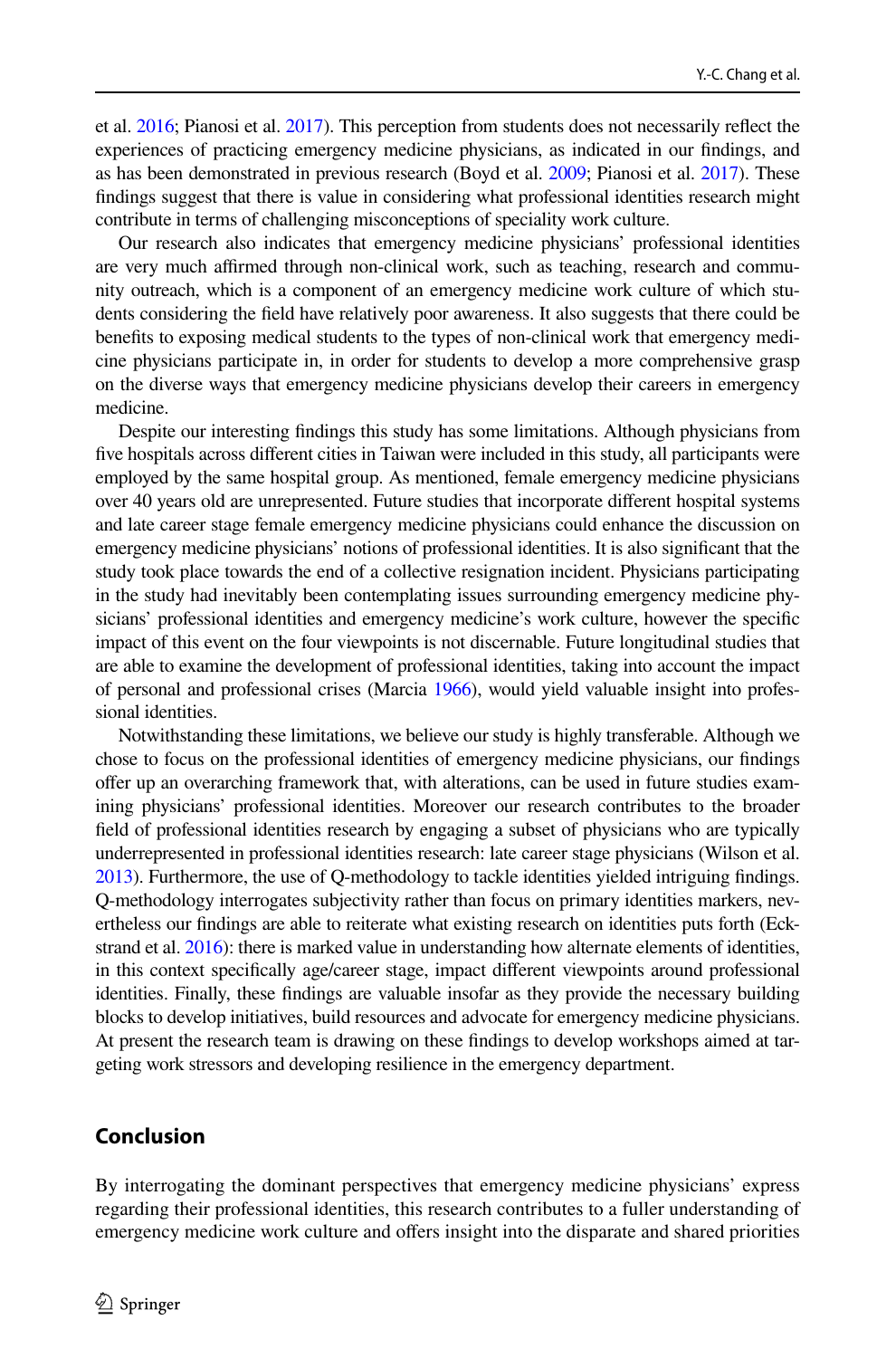et al. 2016; Pianosi et al. 2017). This perception from students does not necessarily reflect the experiences of practicing emergency medicine physicians, as indicated in our findings, and as has been demonstrated in previous research (Boyd et al. 2009; Pianosi et al. 2017). These findings suggest that there is value in considering what professional identities research might contribute in terms of challenging misconceptions of speciality work culture.

Our research also indicates that emergency medicine physicians' professional identities are very much affirmed through non-clinical work, such as teaching, research and community outreach, which is a component of an emergency medicine work culture of which students considering the field have relatively poor awareness. It also suggests that there could be benefits to exposing medical students to the types of non-clinical work that emergency medicine physicians participate in, in order for students to develop a more comprehensive grasp on the diverse ways that emergency medicine physicians develop their careers in emergency medicine.

Despite our interesting findings this study has some limitations. Although physicians from five hospitals across different cities in Taiwan were included in this study, all participants were employed by the same hospital group. As mentioned, female emergency medicine physicians over 40 years old are unrepresented. Future studies that incorporate different hospital systems and late career stage female emergency medicine physicians could enhance the discussion on emergency medicine physicians' notions of professional identities. It is also significant that the study took place towards the end of a collective resignation incident. Physicians participating in the study had inevitably been contemplating issues surrounding emergency medicine physicians' professional identities and emergency medicine's work culture, however the specific impact of this event on the four viewpoints is not discernable. Future longitudinal studies that are able to examine the development of professional identities, taking into account the impact of personal and professional crises (Marcia 1966), would yield valuable insight into professional identities.

Notwithstanding these limitations, we believe our study is highly transferable. Although we chose to focus on the professional identities of emergency medicine physicians, our findings offer up an overarching framework that, with alterations, can be used in future studies examining physicians' professional identities. Moreover our research contributes to the broader field of professional identities research by engaging a subset of physicians who are typically underrepresented in professional identities research: late career stage physicians (Wilson et al. 2013). Furthermore, the use of Q-methodology to tackle identities yielded intriguing findings. Q-methodology interrogates subjectivity rather than focus on primary identities markers, nevertheless our findings are able to reiterate what existing research on identities puts forth (Eckstrand et al. 2016): there is marked value in understanding how alternate elements of identities, in this context specifically age/career stage, impact different viewpoints around professional identities. Finally, these findings are valuable insofar as they provide the necessary building blocks to develop initiatives, build resources and advocate for emergency medicine physicians. At present the research team is drawing on these findings to develop workshops aimed at targeting work stressors and developing resilience in the emergency department.

## Conclusion

By interrogating the dominant perspectives that emergency medicine physicians' express regarding their professional identities, this research contributes to a fuller understanding of emergency medicine work culture and offers insight into the disparate and shared priorities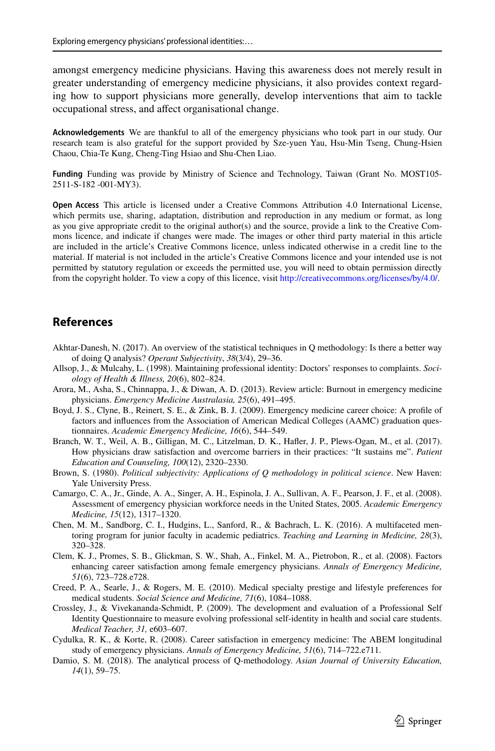amongst emergency medicine physicians. Having this awareness does not merely result in greater understanding of emergency medicine physicians, it also provides context regarding how to support physicians more generally, develop interventions that aim to tackle occupational stress, and affect organisational change.

**Acknowledgements** We are thankful to all of the emergency physicians who took part in our study. Our research team is also grateful for the support provided by Sze-yuen Yau, Hsu-Min Tseng, Chung-Hsien Chaou, Chia-Te Kung, Cheng-Ting Hsiao and Shu-Chen Liao.

**Funding** Funding was provide by Ministry of Science and Technology, Taiwan (Grant No. MOST105-2511-S-182 -001-MY3).

**Open Access** This article is licensed under a Creative Commons Attribution 4.0 International License, which permits use, sharing, adaptation, distribution and reproduction in any medium or format, as long as you give appropriate credit to the original author(s) and the source, provide a link to the Creative Commons licence, and indicate if changes were made. The images or other third party material in this article are included in the article's Creative Commons licence, unless indicated otherwise in a credit line to the material. If material is not included in the article's Creative Commons licence and your intended use is not permitted by statutory regulation or exceeds the permitted use, you will need to obtain permission directly from the copyright holder. To view a copy of this licence, visit http://creativecommons.org/licenses/by/4.0/.

## References

Akhtar-Danesh, N. (2017). An overview of the statistical techniques in Q methodology: Is there a better way of doing Q analysis? *Operant Subjectivity*, *38*(3/4), 29–36.

Allsop, J., & Mulcahy, L. (1998). Maintaining professional identity: Doctors' responses to complaints. *Sociology of Health & Illness, 20*(6), 802–824.

Arora, M., Asha, S., Chinnappa, J., & Diwan, A. D. (2013). Review article: Burnout in emergency medicine physicians. *Emergency Medicine Australasia, 25*(6), 491–495.

Boyd, J. S., Clyne, B., Reinert, S. E., & Zink, B. J. (2009). Emergency medicine career choice: A profile of factors and influences from the Association of American Medical Colleges (AAMC) graduation questionnaires. *Academic Emergency Medicine, 16*(6), 544–549.

Branch, W. T., Weil, A. B., Gilligan, M. C., Litzelman, D. K., Hafler, J. P., Plews-Ogan, M., et al. (2017). How physicians draw satisfaction and overcome barriers in their practices: "It sustains me". *Patient Education and Counseling, 100*(12), 2320–2330.

Brown, S. (1980). *Political subjectivity: Applications of Q methodology in political science*. New Haven: Yale University Press.

Camargo, C. A., Jr., Ginde, A. A., Singer, A. H., Espinola, J. A., Sullivan, A. F., Pearson, J. F., et al. (2008). Assessment of emergency physician workforce needs in the United States, 2005. *Academic Emergency Medicine, 15*(12), 1317–1320.

Chen, M. M., Sandborg, C. I., Hudgins, L., Sanford, R., & Bachrach, L. K. (2016). A multifaceted mentoring program for junior faculty in academic pediatrics. *Teaching and Learning in Medicine, 28*(3), 320–328.

Clem, K. J., Promes, S. B., Glickman, S. W., Shah, A., Finkel, M. A., Pietrobon, R., et al. (2008). Factors enhancing career satisfaction among female emergency physicians. *Annals of Emergency Medicine, 51*(6), 723–728.e728.

Creed, P. A., Searle, J., & Rogers, M. E. (2010). Medical specialty prestige and lifestyle preferences for medical students. *Social Science and Medicine, 71*(6), 1084–1088.

Crossley, J., & Vivekananda-Schmidt, P. (2009). The development and evaluation of a Professional Self Identity Questionnaire to measure evolving professional self-identity in health and social care students. *Medical Teacher, 31,* e603–607.

Cydulka, R. K., & Korte, R. (2008). Career satisfaction in emergency medicine: The ABEM longitudinal study of emergency physicians. *Annals of Emergency Medicine, 51*(6), 714–722.e711.

Damio, S. M. (2018). The analytical process of Q-methodology. *Asian Journal of University Education, 14*(1), 59–75.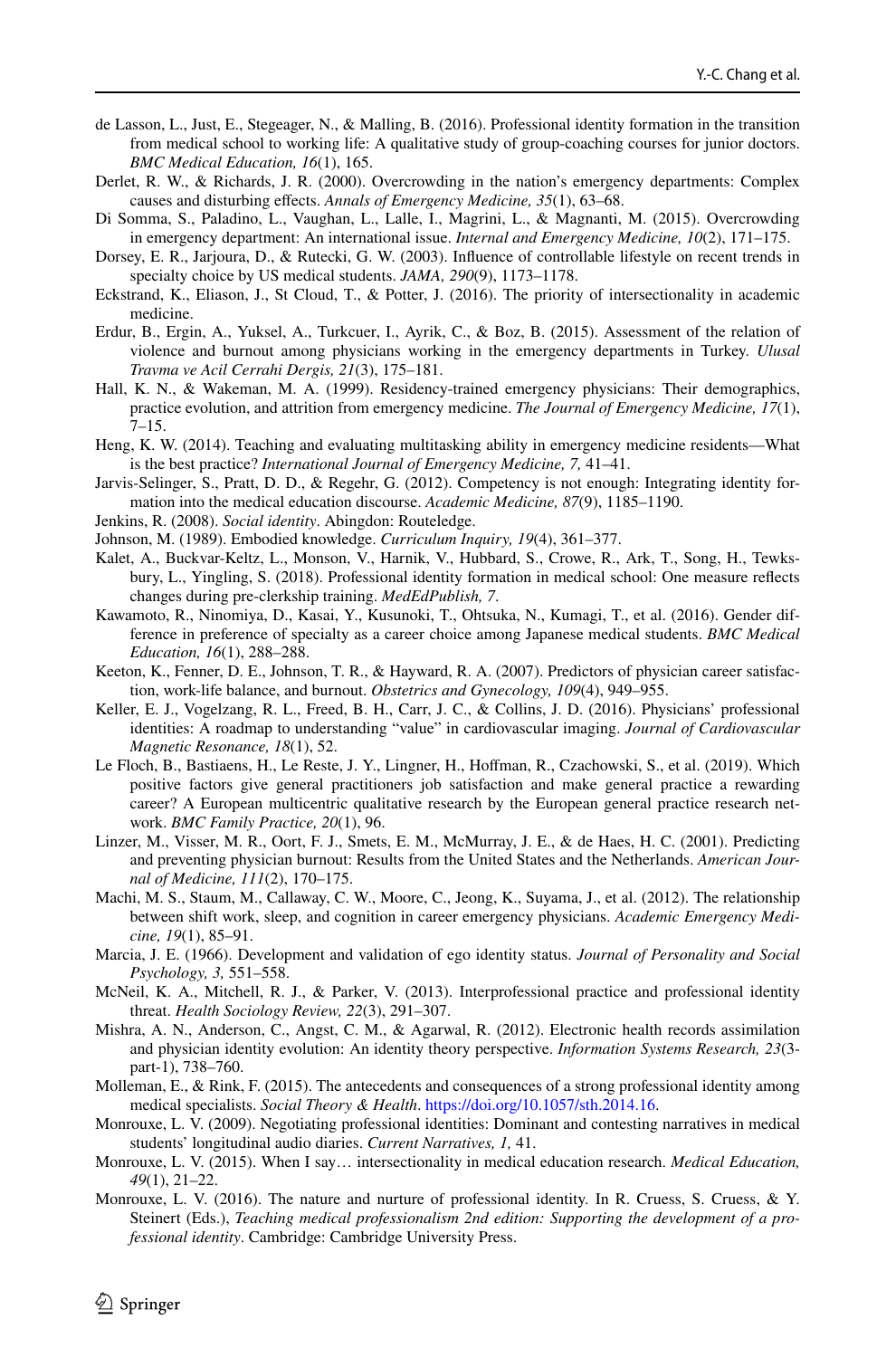de Lasson, L., Just, E., Stegeager, N., & Malling, B. (2016). Professional identity formation in the transition from medical school to working life: A qualitative study of group-coaching courses for junior doctors. *BMC Medical Education, 16*(1), 165.

Derlet, R. W., & Richards, J. R. (2000). Overcrowding in the nation's emergency departments: Complex causes and disturbing effects. *Annals of Emergency Medicine, 35*(1), 63–68.

Di Somma, S., Paladino, L., Vaughan, L., Lalle, I., Magrini, L., & Magnanti, M. (2015). Overcrowding in emergency department: An international issue. *Internal and Emergency Medicine, 10*(2), 171–175.

Dorsey, E. R., Jarjoura, D., & Rutecki, G. W. (2003). Influence of controllable lifestyle on recent trends in specialty choice by US medical students. *JAMA, 290*(9), 1173–1178.

Eckstrand, K., Eliason, J., St Cloud, T., & Potter, J. (2016). The priority of intersectionality in academic medicine.

Erdur, B., Ergin, A., Yuksel, A., Turkcuer, I., Ayrik, C., & Boz, B. (2015). Assessment of the relation of violence and burnout among physicians working in the emergency departments in Turkey. *Ulusal Travma ve Acil Cerrahi Dergis, 21*(3), 175–181.

Hall, K. N., & Wakeman, M. A. (1999). Residency-trained emergency physicians: Their demographics, practice evolution, and attrition from emergency medicine. *The Journal of Emergency Medicine, 17*(1), 7–15.

Heng, K. W. (2014). Teaching and evaluating multitasking ability in emergency medicine residents—What is the best practice? *International Journal of Emergency Medicine, 7,* 41–41.

Jarvis-Selinger, S., Pratt, D. D., & Regehr, G. (2012). Competency is not enough: Integrating identity formation into the medical education discourse. *Academic Medicine, 87*(9), 1185–1190.

Jenkins, R. (2008). *Social identity*. Abingdon: Routeledge.

Johnson, M. (1989). Embodied knowledge. *Curriculum Inquiry, 19*(4), 361–377.

Kalet, A., Buckvar-Keltz, L., Monson, V., Harnik, V., Hubbard, S., Crowe, R., Ark, T., Song, H., Tewksbury, L., Yingling, S. (2018). Professional identity formation in medical school: One measure reflects changes during pre-clerkship training. *MedEdPublish, 7*.

Kawamoto, R., Ninomiya, D., Kasai, Y., Kusunoki, T., Ohtsuka, N., Kumagi, T., et al. (2016). Gender difference in preference of specialty as a career choice among Japanese medical students. *BMC Medical Education, 16*(1), 288–288.

Keeton, K., Fenner, D. E., Johnson, T. R., & Hayward, R. A. (2007). Predictors of physician career satisfaction, work-life balance, and burnout. *Obstetrics and Gynecology, 109*(4), 949–955.

Keller, E. J., Vogelzang, R. L., Freed, B. H., Carr, J. C., & Collins, J. D. (2016). Physicians' professional identities: A roadmap to understanding "value" in cardiovascular imaging. *Journal of Cardiovascular Magnetic Resonance, 18*(1), 52.

Le Floch, B., Bastiaens, H., Le Reste, J. Y., Lingner, H., Hoffman, R., Czachowski, S., et al. (2019). Which positive factors give general practitioners job satisfaction and make general practice a rewarding career? A European multicentric qualitative research by the European general practice research network. *BMC Family Practice, 20*(1), 96.

Linzer, M., Visser, M. R., Oort, F. J., Smets, E. M., McMurray, J. E., & de Haes, H. C. (2001). Predicting and preventing physician burnout: Results from the United States and the Netherlands. *American Journal of Medicine, 111*(2), 170–175.

Machi, M. S., Staum, M., Callaway, C. W., Moore, C., Jeong, K., Suyama, J., et al. (2012). The relationship between shift work, sleep, and cognition in career emergency physicians. *Academic Emergency Medicine, 19*(1), 85–91.

Marcia, J. E. (1966). Development and validation of ego identity status. *Journal of Personality and Social Psychology, 3,* 551–558.

McNeil, K. A., Mitchell, R. J., & Parker, V. (2013). Interprofessional practice and professional identity threat. *Health Sociology Review, 22*(3), 291–307.

Mishra, A. N., Anderson, C., Angst, C. M., & Agarwal, R. (2012). Electronic health records assimilation and physician identity evolution: An identity theory perspective. *Information Systems Research, 23*(3-part-1), 738–760.

Molleman, E., & Rink, F. (2015). The antecedents and consequences of a strong professional identity among medical specialists. *Social Theory & Health*. https://doi.org/10.1057/sth.2014.16.

Monrouxe, L. V. (2009). Negotiating professional identities: Dominant and contesting narratives in medical students' longitudinal audio diaries. *Current Narratives, 1,* 41.

Monrouxe, L. V. (2015). When I say… intersectionality in medical education research. *Medical Education, 49*(1), 21–22.

Monrouxe, L. V. (2016). The nature and nurture of professional identity. In R. Cruess, S. Cruess, & Y. Steinert (Eds.), *Teaching medical professionalism 2nd edition: Supporting the development of a professional identity*. Cambridge: Cambridge University Press.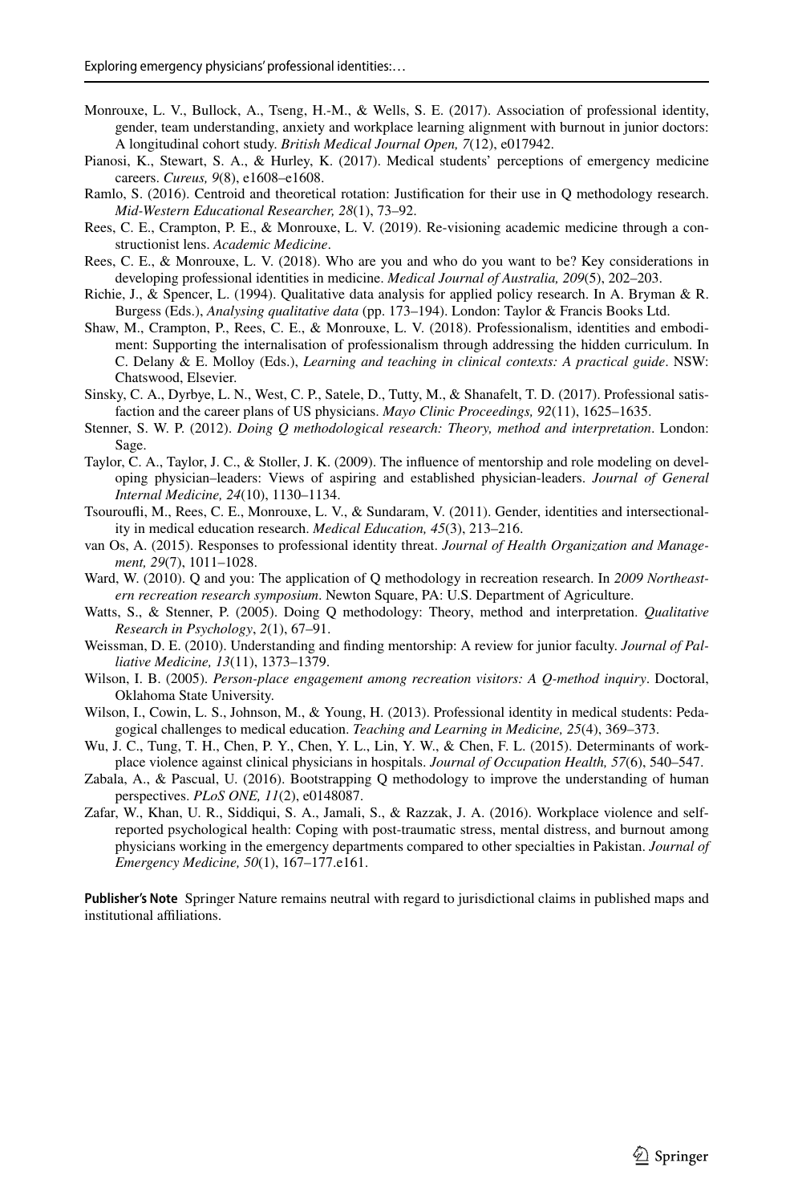Monrouxe, L. V., Bullock, A., Tseng, H.-M., & Wells, S. E. (2017). Association of professional identity, gender, team understanding, anxiety and workplace learning alignment with burnout in junior doctors: A longitudinal cohort study. *British Medical Journal Open, 7*(12), e017942.

Pianosi, K., Stewart, S. A., & Hurley, K. (2017). Medical students' perceptions of emergency medicine careers. *Cureus, 9*(8), e1608–e1608.

Ramlo, S. (2016). Centroid and theoretical rotation: Justification for their use in Q methodology research. *Mid-Western Educational Researcher, 28*(1), 73–92.

Rees, C. E., Crampton, P. E., & Monrouxe, L. V. (2019). Re-visioning academic medicine through a constructionist lens. *Academic Medicine*.

Rees, C. E., & Monrouxe, L. V. (2018). Who are you and who do you want to be? Key considerations in developing professional identities in medicine. *Medical Journal of Australia, 209*(5), 202–203.

Richie, J., & Spencer, L. (1994). Qualitative data analysis for applied policy research. In A. Bryman & R. Burgess (Eds.), *Analysing qualitative data* (pp. 173–194). London: Taylor & Francis Books Ltd.

Shaw, M., Crampton, P., Rees, C. E., & Monrouxe, L. V. (2018). Professionalism, identities and embodiment: Supporting the internalisation of professionalism through addressing the hidden curriculum. In C. Delany & E. Molloy (Eds.), *Learning and teaching in clinical contexts: A practical guide*. NSW: Chatswood, Elsevier.

Sinsky, C. A., Dyrbye, L. N., West, C. P., Satele, D., Tutty, M., & Shanafelt, T. D. (2017). Professional satisfaction and the career plans of US physicians. *Mayo Clinic Proceedings, 92*(11), 1625–1635.

Stenner, S. W. P. (2012). *Doing Q methodological research: Theory, method and interpretation*. London: Sage.

Taylor, C. A., Taylor, J. C., & Stoller, J. K. (2009). The influence of mentorship and role modeling on developing physician–leaders: Views of aspiring and established physician-leaders. *Journal of General Internal Medicine, 24*(10), 1130–1134.

Tsouroufli, M., Rees, C. E., Monrouxe, L. V., & Sundaram, V. (2011). Gender, identities and intersectionality in medical education research. *Medical Education, 45*(3), 213–216.

van Os, A. (2015). Responses to professional identity threat. *Journal of Health Organization and Management, 29*(7), 1011–1028.

Ward, W. (2010). Q and you: The application of Q methodology in recreation research. In *2009 Northeastern recreation research symposium*. Newton Square, PA: U.S. Department of Agriculture.

Watts, S., & Stenner, P. (2005). Doing Q methodology: Theory, method and interpretation. *Qualitative Research in Psychology*, *2*(1), 67–91.

Weissman, D. E. (2010). Understanding and finding mentorship: A review for junior faculty. *Journal of Palliative Medicine, 13*(11), 1373–1379.

Wilson, I. B. (2005). *Person-place engagement among recreation visitors: A Q-method inquiry*. Doctoral, Oklahoma State University.

Wilson, I., Cowin, L. S., Johnson, M., & Young, H. (2013). Professional identity in medical students: Pedagogical challenges to medical education. *Teaching and Learning in Medicine, 25*(4), 369–373.

Wu, J. C., Tung, T. H., Chen, P. Y., Chen, Y. L., Lin, Y. W., & Chen, F. L. (2015). Determinants of workplace violence against clinical physicians in hospitals. *Journal of Occupation Health, 57*(6), 540–547.

Zabala, A., & Pascual, U. (2016). Bootstrapping Q methodology to improve the understanding of human perspectives. *PLoS ONE, 11*(2), e0148087.

Zafar, W., Khan, U. R., Siddiqui, S. A., Jamali, S., & Razzak, J. A. (2016). Workplace violence and self-reported psychological health: Coping with post-traumatic stress, mental distress, and burnout among physicians working in the emergency departments compared to other specialties in Pakistan. *Journal of Emergency Medicine, 50*(1), 167–177.e161.

**Publisher's Note** Springer Nature remains neutral with regard to jurisdictional claims in published maps and institutional affiliations.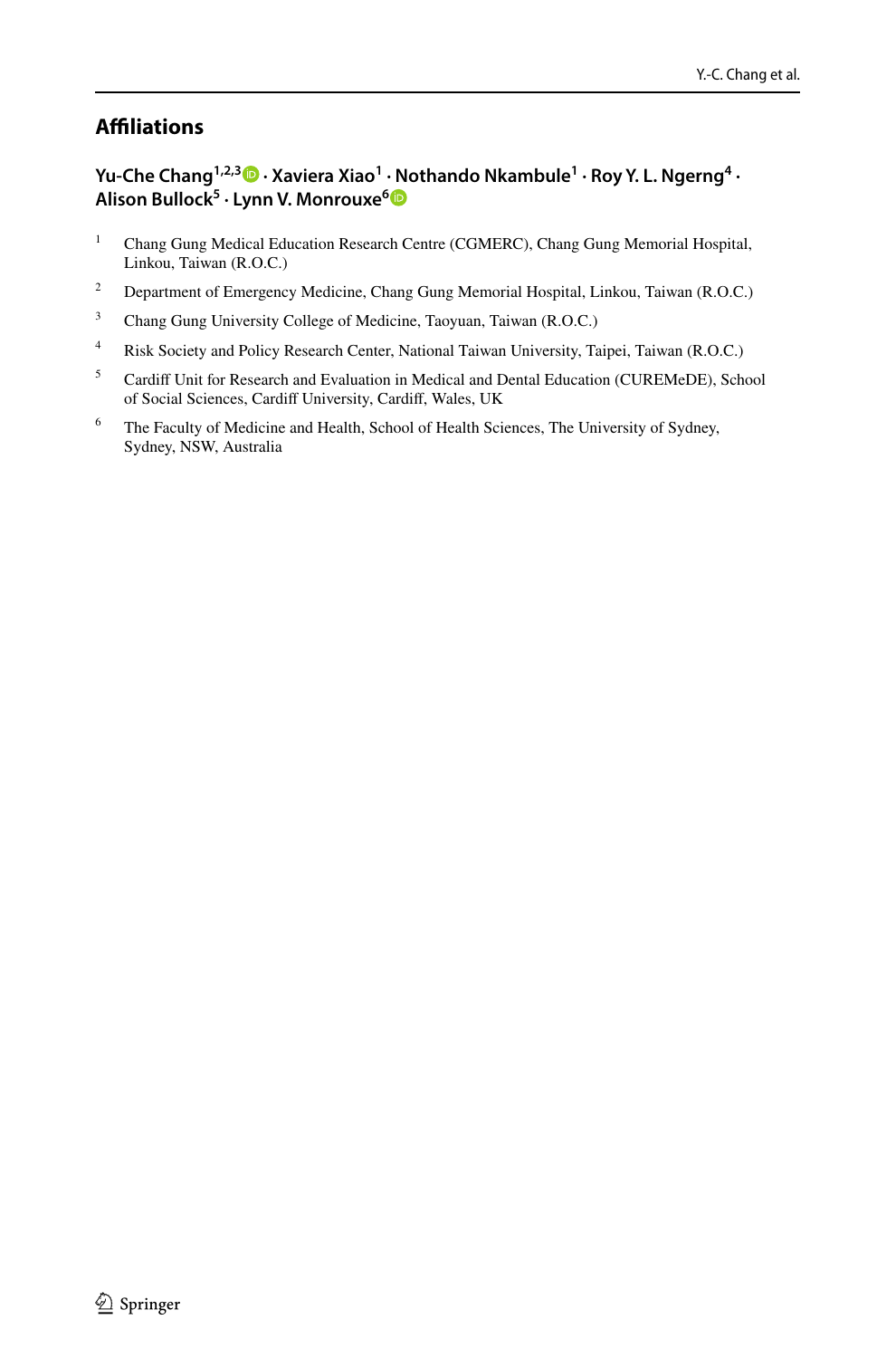## Affiliations

**Yu-Che Chang[1,2,3] · Xaviera Xiao[1] · Nothando Nkambule[1] · Roy Y. L. Ngerng[4] · Alison Bullock[5] · Lynn V. Monrouxe[6]**

[1] Chang Gung Medical Education Research Centre (CGMERC), Chang Gung Memorial Hospital, Linkou, Taiwan (R.O.C.)

[2] Department of Emergency Medicine, Chang Gung Memorial Hospital, Linkou, Taiwan (R.O.C.)

[3] Chang Gung University College of Medicine, Taoyuan, Taiwan (R.O.C.)

[4] Risk Society and Policy Research Center, National Taiwan University, Taipei, Taiwan (R.O.C.)

[5] Cardiff Unit for Research and Evaluation in Medical and Dental Education (CUREMeDE), School of Social Sciences, Cardiff University, Cardiff, Wales, UK

[6] The Faculty of Medicine and Health, School of Health Sciences, The University of Sydney, Sydney, NSW, Australia